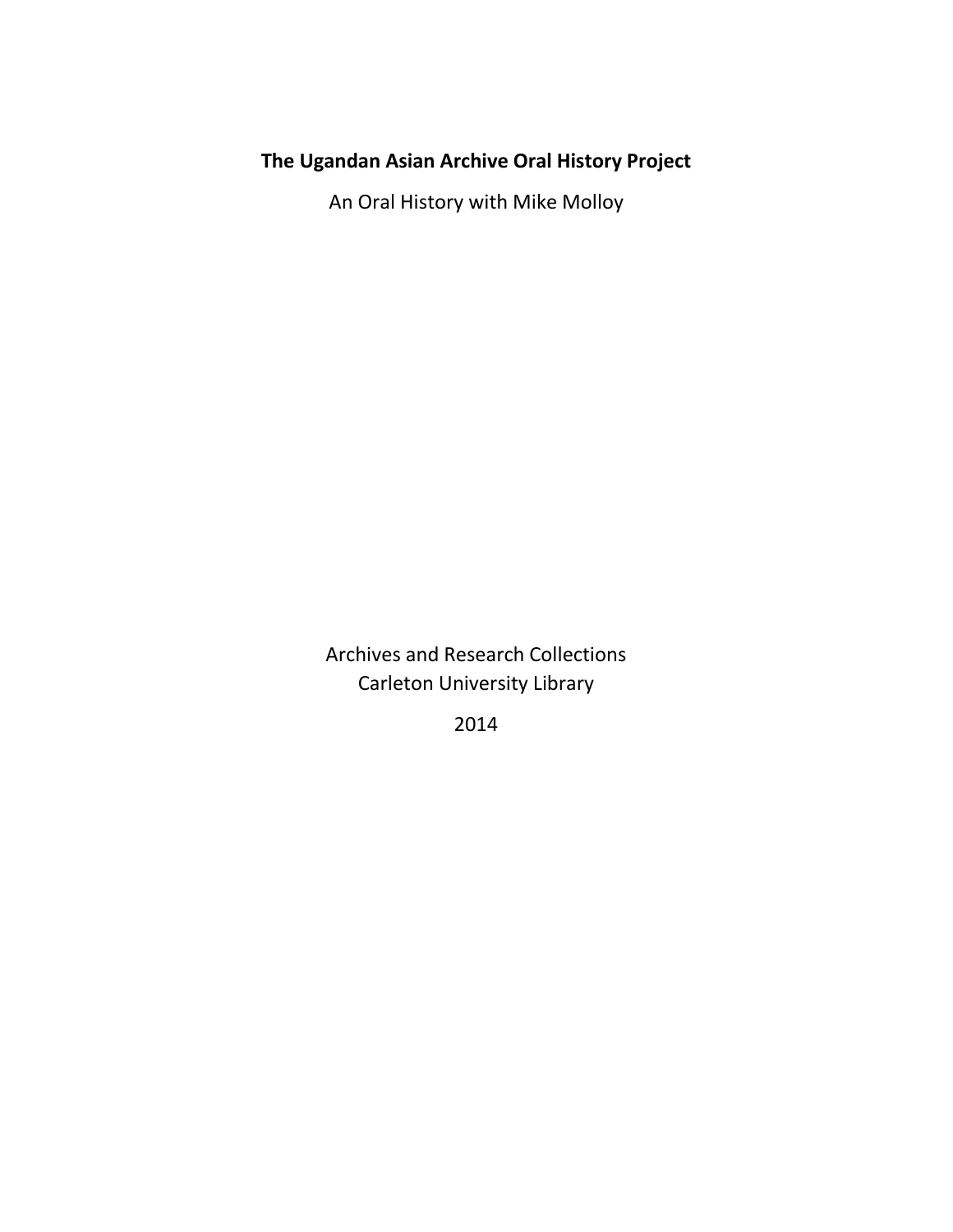# The Ugandan Asian Archive Oral History Project

An Oral History with Mike Molloy

Archives and Research Collections
Carleton University Library

2014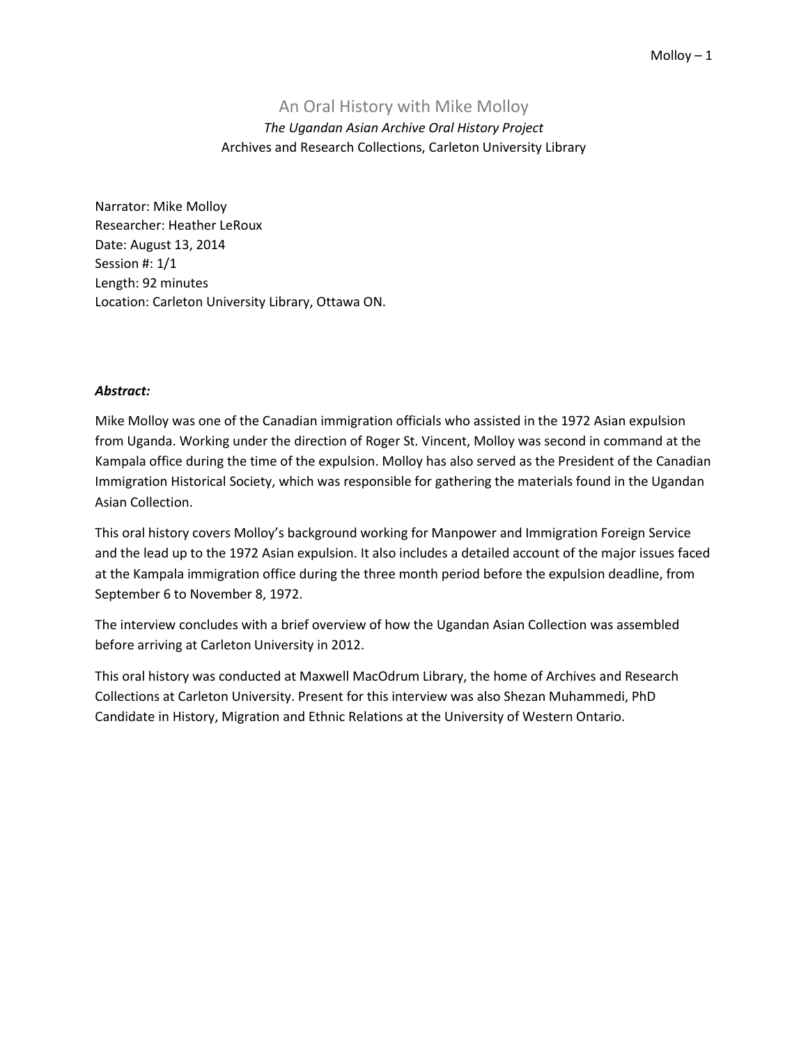# An Oral History with Mike Molloy

*The Ugandan Asian Archive Oral History Project*

Archives and Research Collections, Carleton University Library

Narrator: Mike Molloy
Researcher: Heather LeRoux
Date: August 13, 2014
Session #: 1/1
Length: 92 minutes
Location: Carleton University Library, Ottawa ON.

***Abstract:***

Mike Molloy was one of the Canadian immigration officials who assisted in the 1972 Asian expulsion from Uganda. Working under the direction of Roger St. Vincent, Molloy was second in command at the Kampala office during the time of the expulsion. Molloy has also served as the President of the Canadian Immigration Historical Society, which was responsible for gathering the materials found in the Ugandan Asian Collection.

This oral history covers Molloy's background working for Manpower and Immigration Foreign Service and the lead up to the 1972 Asian expulsion. It also includes a detailed account of the major issues faced at the Kampala immigration office during the three month period before the expulsion deadline, from September 6 to November 8, 1972.

The interview concludes with a brief overview of how the Ugandan Asian Collection was assembled before arriving at Carleton University in 2012.

This oral history was conducted at Maxwell MacOdrum Library, the home of Archives and Research Collections at Carleton University. Present for this interview was also Shezan Muhammedi, PhD Candidate in History, Migration and Ethnic Relations at the University of Western Ontario.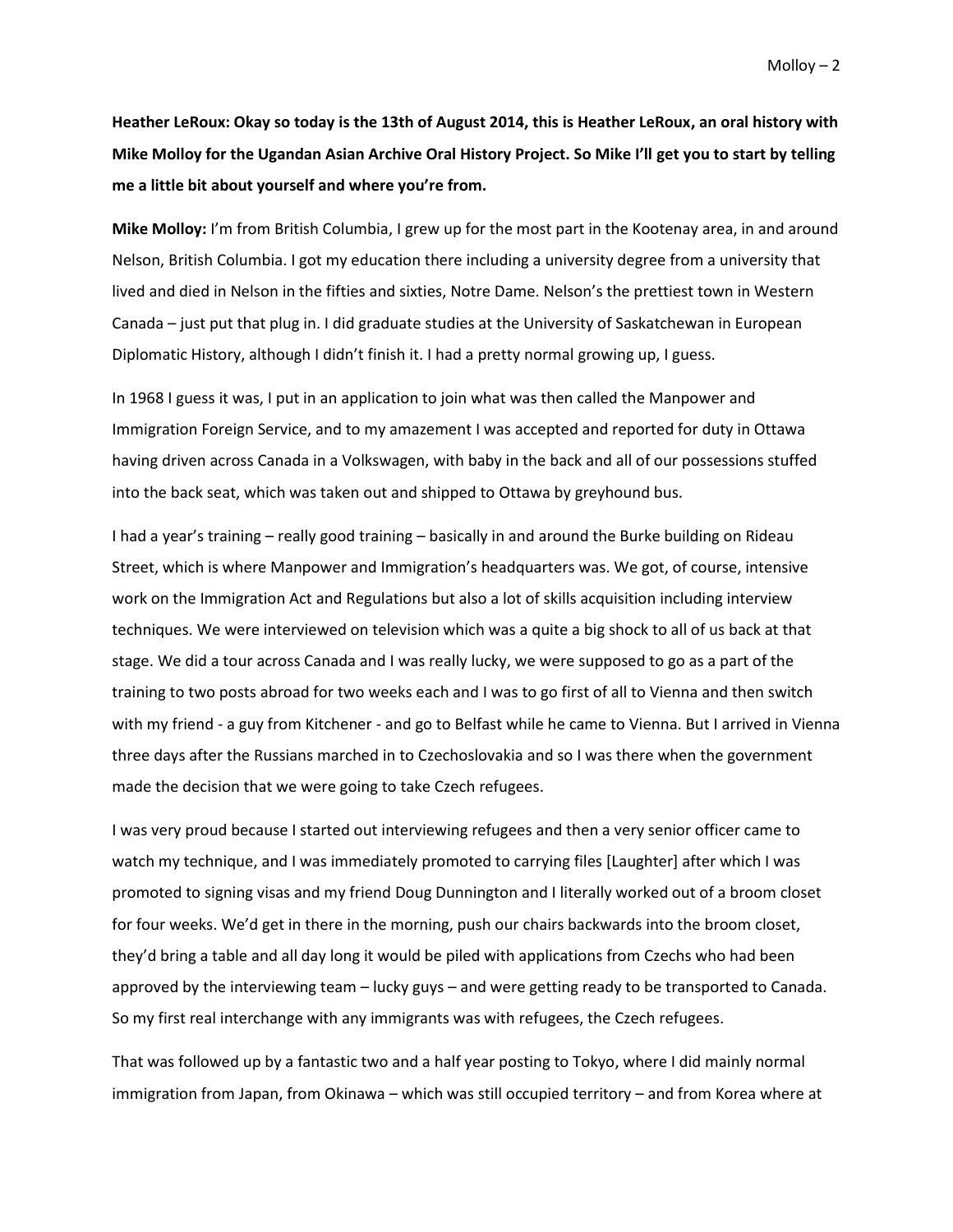**Heather LeRoux: Okay so today is the 13th of August 2014, this is Heather LeRoux, an oral history with Mike Molloy for the Ugandan Asian Archive Oral History Project. So Mike I'll get you to start by telling me a little bit about yourself and where you're from.**

**Mike Molloy:** I'm from British Columbia, I grew up for the most part in the Kootenay area, in and around Nelson, British Columbia. I got my education there including a university degree from a university that lived and died in Nelson in the fifties and sixties, Notre Dame. Nelson's the prettiest town in Western Canada – just put that plug in. I did graduate studies at the University of Saskatchewan in European Diplomatic History, although I didn't finish it. I had a pretty normal growing up, I guess.

In 1968 I guess it was, I put in an application to join what was then called the Manpower and Immigration Foreign Service, and to my amazement I was accepted and reported for duty in Ottawa having driven across Canada in a Volkswagen, with baby in the back and all of our possessions stuffed into the back seat, which was taken out and shipped to Ottawa by greyhound bus.

I had a year's training – really good training – basically in and around the Burke building on Rideau Street, which is where Manpower and Immigration's headquarters was. We got, of course, intensive work on the Immigration Act and Regulations but also a lot of skills acquisition including interview techniques. We were interviewed on television which was a quite a big shock to all of us back at that stage. We did a tour across Canada and I was really lucky, we were supposed to go as a part of the training to two posts abroad for two weeks each and I was to go first of all to Vienna and then switch with my friend - a guy from Kitchener - and go to Belfast while he came to Vienna. But I arrived in Vienna three days after the Russians marched in to Czechoslovakia and so I was there when the government made the decision that we were going to take Czech refugees.

I was very proud because I started out interviewing refugees and then a very senior officer came to watch my technique, and I was immediately promoted to carrying files [Laughter] after which I was promoted to signing visas and my friend Doug Dunnington and I literally worked out of a broom closet for four weeks. We'd get in there in the morning, push our chairs backwards into the broom closet, they'd bring a table and all day long it would be piled with applications from Czechs who had been approved by the interviewing team – lucky guys – and were getting ready to be transported to Canada. So my first real interchange with any immigrants was with refugees, the Czech refugees.

That was followed up by a fantastic two and a half year posting to Tokyo, where I did mainly normal immigration from Japan, from Okinawa – which was still occupied territory – and from Korea where at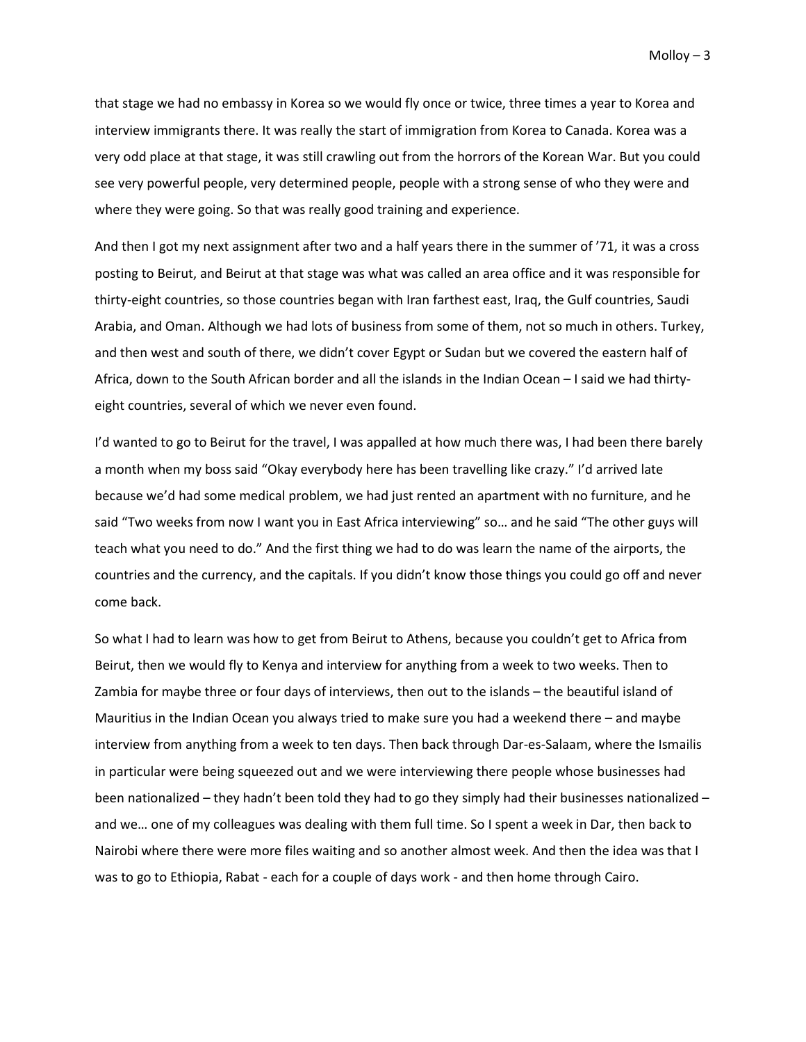that stage we had no embassy in Korea so we would fly once or twice, three times a year to Korea and interview immigrants there. It was really the start of immigration from Korea to Canada. Korea was a very odd place at that stage, it was still crawling out from the horrors of the Korean War. But you could see very powerful people, very determined people, people with a strong sense of who they were and where they were going. So that was really good training and experience.

And then I got my next assignment after two and a half years there in the summer of '71, it was a cross posting to Beirut, and Beirut at that stage was what was called an area office and it was responsible for thirty-eight countries, so those countries began with Iran farthest east, Iraq, the Gulf countries, Saudi Arabia, and Oman. Although we had lots of business from some of them, not so much in others. Turkey, and then west and south of there, we didn't cover Egypt or Sudan but we covered the eastern half of Africa, down to the South African border and all the islands in the Indian Ocean – I said we had thirty-eight countries, several of which we never even found.

I'd wanted to go to Beirut for the travel, I was appalled at how much there was, I had been there barely a month when my boss said "Okay everybody here has been travelling like crazy." I'd arrived late because we'd had some medical problem, we had just rented an apartment with no furniture, and he said "Two weeks from now I want you in East Africa interviewing" so… and he said "The other guys will teach what you need to do." And the first thing we had to do was learn the name of the airports, the countries and the currency, and the capitals. If you didn't know those things you could go off and never come back.

So what I had to learn was how to get from Beirut to Athens, because you couldn't get to Africa from Beirut, then we would fly to Kenya and interview for anything from a week to two weeks. Then to Zambia for maybe three or four days of interviews, then out to the islands – the beautiful island of Mauritius in the Indian Ocean you always tried to make sure you had a weekend there – and maybe interview from anything from a week to ten days. Then back through Dar-es-Salaam, where the Ismailis in particular were being squeezed out and we were interviewing there people whose businesses had been nationalized – they hadn't been told they had to go they simply had their businesses nationalized – and we… one of my colleagues was dealing with them full time. So I spent a week in Dar, then back to Nairobi where there were more files waiting and so another almost week. And then the idea was that I was to go to Ethiopia, Rabat - each for a couple of days work - and then home through Cairo.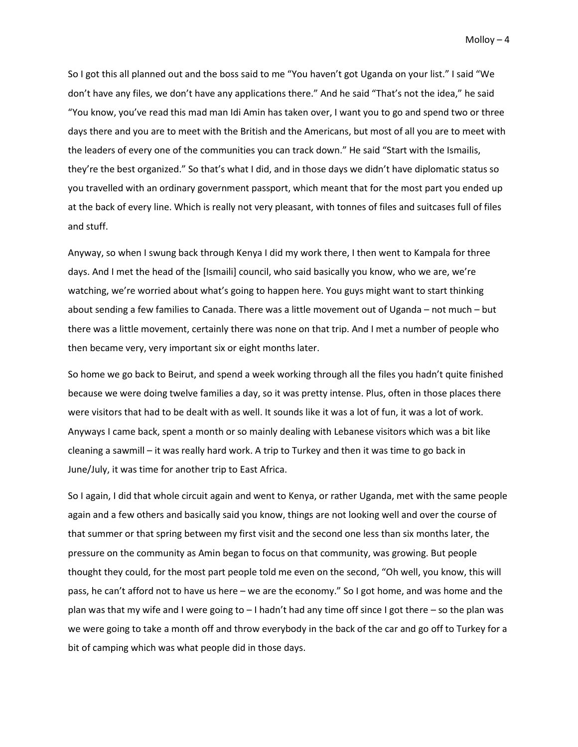So I got this all planned out and the boss said to me “You haven’t got Uganda on your list.” I said “We don’t have any files, we don’t have any applications there.” And he said “That’s not the idea,” he said “You know, you’ve read this mad man Idi Amin has taken over, I want you to go and spend two or three days there and you are to meet with the British and the Americans, but most of all you are to meet with the leaders of every one of the communities you can track down.” He said “Start with the Ismailis, they’re the best organized.” So that’s what I did, and in those days we didn’t have diplomatic status so you travelled with an ordinary government passport, which meant that for the most part you ended up at the back of every line. Which is really not very pleasant, with tonnes of files and suitcases full of files and stuff.

Anyway, so when I swung back through Kenya I did my work there, I then went to Kampala for three days. And I met the head of the [Ismaili] council, who said basically you know, who we are, we’re watching, we’re worried about what’s going to happen here. You guys might want to start thinking about sending a few families to Canada. There was a little movement out of Uganda – not much – but there was a little movement, certainly there was none on that trip. And I met a number of people who then became very, very important six or eight months later.

So home we go back to Beirut, and spend a week working through all the files you hadn’t quite finished because we were doing twelve families a day, so it was pretty intense. Plus, often in those places there were visitors that had to be dealt with as well. It sounds like it was a lot of fun, it was a lot of work. Anyways I came back, spent a month or so mainly dealing with Lebanese visitors which was a bit like cleaning a sawmill – it was really hard work. A trip to Turkey and then it was time to go back in June/July, it was time for another trip to East Africa.

So I again, I did that whole circuit again and went to Kenya, or rather Uganda, met with the same people again and a few others and basically said you know, things are not looking well and over the course of that summer or that spring between my first visit and the second one less than six months later, the pressure on the community as Amin began to focus on that community, was growing. But people thought they could, for the most part people told me even on the second, “Oh well, you know, this will pass, he can’t afford not to have us here – we are the economy.” So I got home, and was home and the plan was that my wife and I were going to – I hadn’t had any time off since I got there – so the plan was we were going to take a month off and throw everybody in the back of the car and go off to Turkey for a bit of camping which was what people did in those days.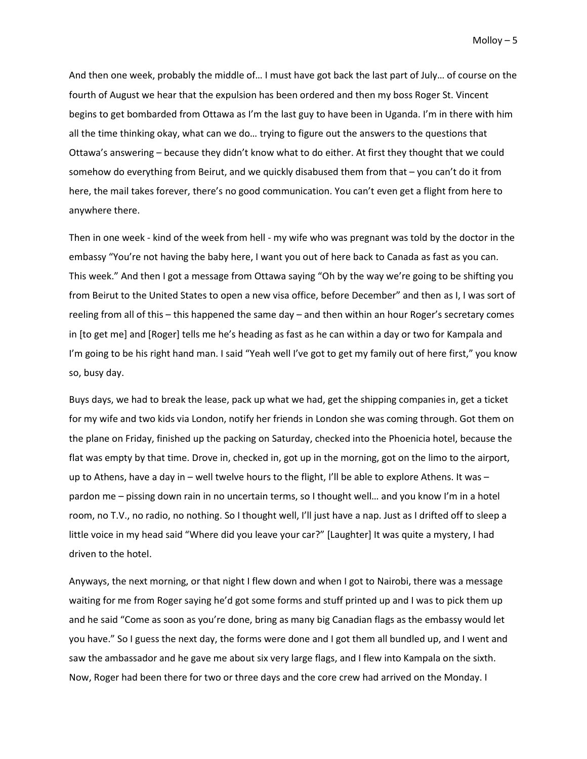And then one week, probably the middle of… I must have got back the last part of July… of course on the fourth of August we hear that the expulsion has been ordered and then my boss Roger St. Vincent begins to get bombarded from Ottawa as I'm the last guy to have been in Uganda. I'm in there with him all the time thinking okay, what can we do… trying to figure out the answers to the questions that Ottawa's answering – because they didn't know what to do either. At first they thought that we could somehow do everything from Beirut, and we quickly disabused them from that – you can't do it from here, the mail takes forever, there's no good communication. You can't even get a flight from here to anywhere there.

Then in one week - kind of the week from hell - my wife who was pregnant was told by the doctor in the embassy "You're not having the baby here, I want you out of here back to Canada as fast as you can. This week." And then I got a message from Ottawa saying "Oh by the way we're going to be shifting you from Beirut to the United States to open a new visa office, before December" and then as I, I was sort of reeling from all of this – this happened the same day – and then within an hour Roger's secretary comes in [to get me] and [Roger] tells me he's heading as fast as he can within a day or two for Kampala and I'm going to be his right hand man. I said "Yeah well I've got to get my family out of here first," you know so, busy day.

Buys days, we had to break the lease, pack up what we had, get the shipping companies in, get a ticket for my wife and two kids via London, notify her friends in London she was coming through. Got them on the plane on Friday, finished up the packing on Saturday, checked into the Phoenicia hotel, because the flat was empty by that time. Drove in, checked in, got up in the morning, got on the limo to the airport, up to Athens, have a day in – well twelve hours to the flight, I'll be able to explore Athens. It was – pardon me – pissing down rain in no uncertain terms, so I thought well… and you know I'm in a hotel room, no T.V., no radio, no nothing. So I thought well, I'll just have a nap. Just as I drifted off to sleep a little voice in my head said "Where did you leave your car?" [Laughter] It was quite a mystery, I had driven to the hotel.

Anyways, the next morning, or that night I flew down and when I got to Nairobi, there was a message waiting for me from Roger saying he'd got some forms and stuff printed up and I was to pick them up and he said "Come as soon as you're done, bring as many big Canadian flags as the embassy would let you have." So I guess the next day, the forms were done and I got them all bundled up, and I went and saw the ambassador and he gave me about six very large flags, and I flew into Kampala on the sixth. Now, Roger had been there for two or three days and the core crew had arrived on the Monday. I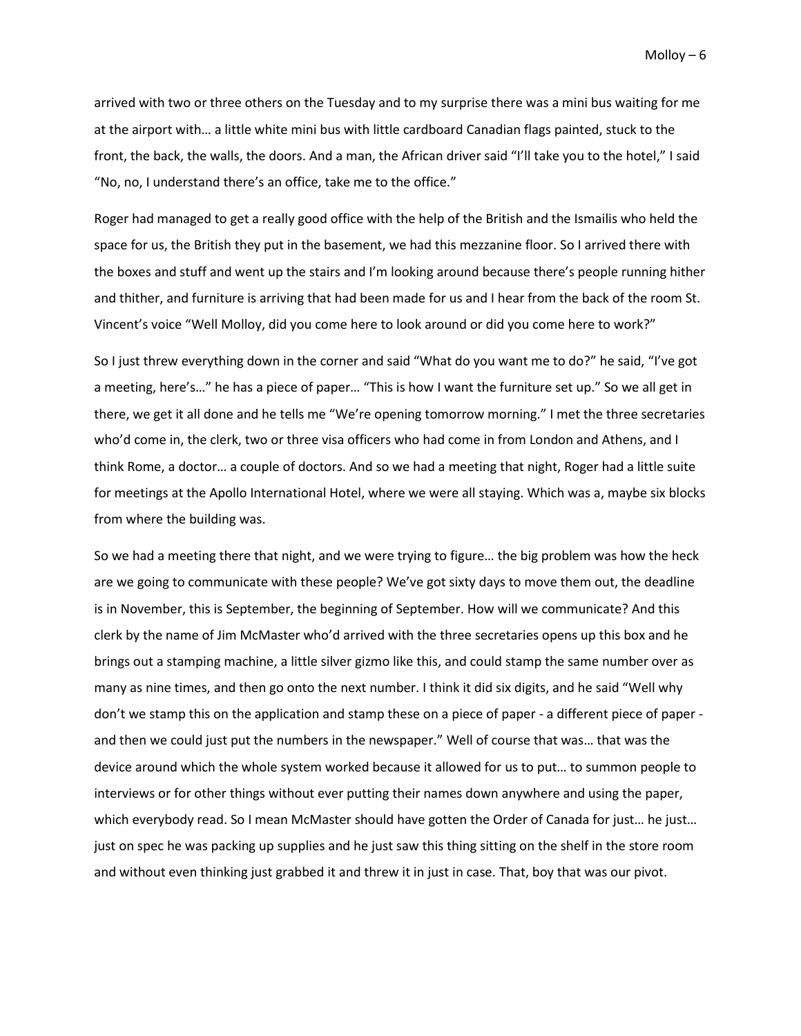arrived with two or three others on the Tuesday and to my surprise there was a mini bus waiting for me at the airport with… a little white mini bus with little cardboard Canadian flags painted, stuck to the front, the back, the walls, the doors. And a man, the African driver said "I'll take you to the hotel," I said "No, no, I understand there's an office, take me to the office."

Roger had managed to get a really good office with the help of the British and the Ismailis who held the space for us, the British they put in the basement, we had this mezzanine floor. So I arrived there with the boxes and stuff and went up the stairs and I'm looking around because there's people running hither and thither, and furniture is arriving that had been made for us and I hear from the back of the room St. Vincent's voice "Well Molloy, did you come here to look around or did you come here to work?"

So I just threw everything down in the corner and said "What do you want me to do?" he said, "I've got a meeting, here's…" he has a piece of paper… "This is how I want the furniture set up." So we all get in there, we get it all done and he tells me "We're opening tomorrow morning." I met the three secretaries who'd come in, the clerk, two or three visa officers who had come in from London and Athens, and I think Rome, a doctor… a couple of doctors. And so we had a meeting that night, Roger had a little suite for meetings at the Apollo International Hotel, where we were all staying. Which was a, maybe six blocks from where the building was.

So we had a meeting there that night, and we were trying to figure… the big problem was how the heck are we going to communicate with these people? We've got sixty days to move them out, the deadline is in November, this is September, the beginning of September. How will we communicate? And this clerk by the name of Jim McMaster who'd arrived with the three secretaries opens up this box and he brings out a stamping machine, a little silver gizmo like this, and could stamp the same number over as many as nine times, and then go onto the next number. I think it did six digits, and he said "Well why don't we stamp this on the application and stamp these on a piece of paper - a different piece of paper - and then we could just put the numbers in the newspaper." Well of course that was… that was the device around which the whole system worked because it allowed for us to put… to summon people to interviews or for other things without ever putting their names down anywhere and using the paper, which everybody read. So I mean McMaster should have gotten the Order of Canada for just… he just… just on spec he was packing up supplies and he just saw this thing sitting on the shelf in the store room and without even thinking just grabbed it and threw it in just in case. That, boy that was our pivot.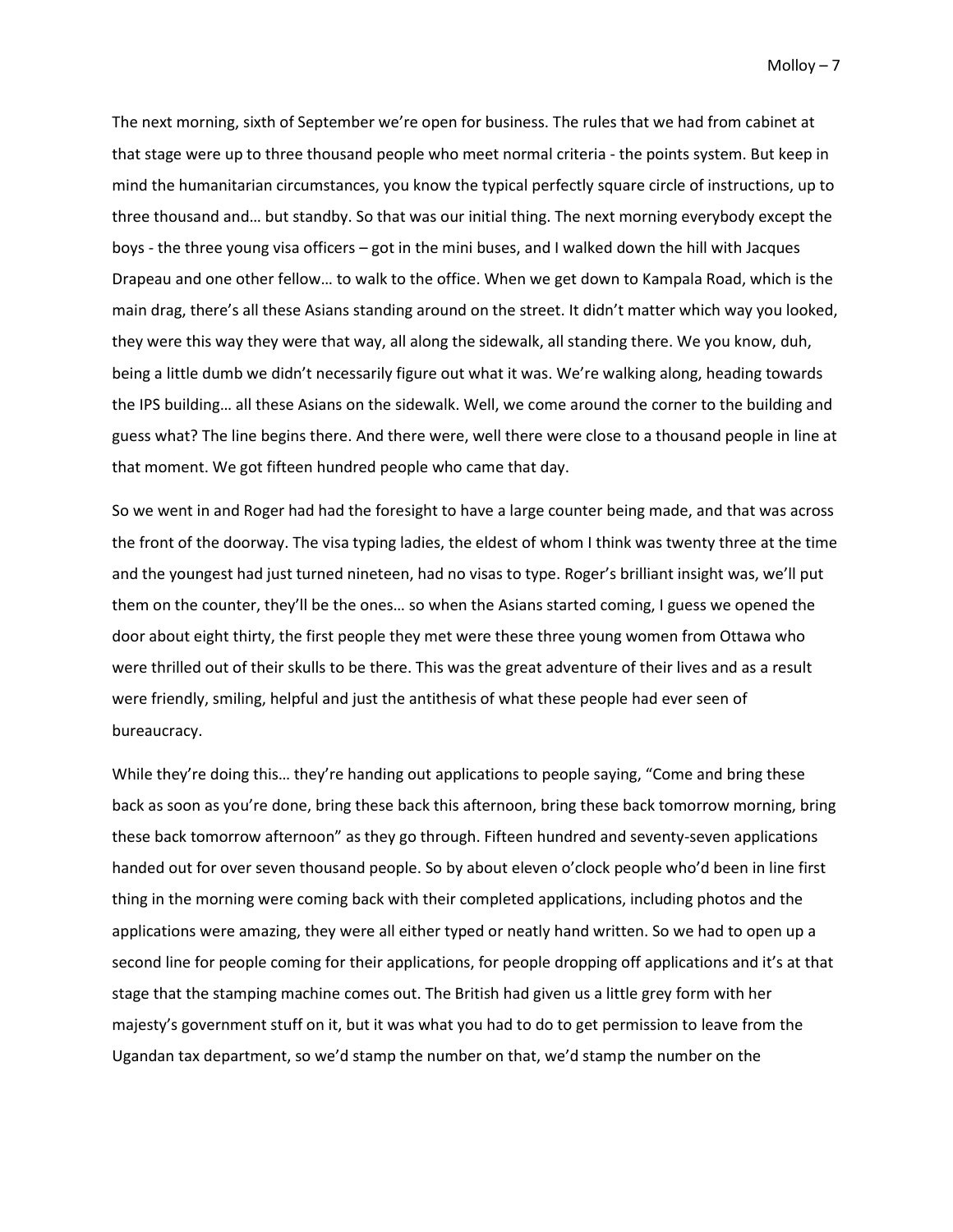The next morning, sixth of September we're open for business. The rules that we had from cabinet at that stage were up to three thousand people who meet normal criteria - the points system. But keep in mind the humanitarian circumstances, you know the typical perfectly square circle of instructions, up to three thousand and… but standby. So that was our initial thing. The next morning everybody except the boys - the three young visa officers – got in the mini buses, and I walked down the hill with Jacques Drapeau and one other fellow… to walk to the office. When we get down to Kampala Road, which is the main drag, there's all these Asians standing around on the street. It didn't matter which way you looked, they were this way they were that way, all along the sidewalk, all standing there. We you know, duh, being a little dumb we didn't necessarily figure out what it was. We're walking along, heading towards the IPS building… all these Asians on the sidewalk. Well, we come around the corner to the building and guess what? The line begins there. And there were, well there were close to a thousand people in line at that moment. We got fifteen hundred people who came that day.

So we went in and Roger had had the foresight to have a large counter being made, and that was across the front of the doorway. The visa typing ladies, the eldest of whom I think was twenty three at the time and the youngest had just turned nineteen, had no visas to type. Roger's brilliant insight was, we'll put them on the counter, they'll be the ones… so when the Asians started coming, I guess we opened the door about eight thirty, the first people they met were these three young women from Ottawa who were thrilled out of their skulls to be there. This was the great adventure of their lives and as a result were friendly, smiling, helpful and just the antithesis of what these people had ever seen of bureaucracy.

While they're doing this… they're handing out applications to people saying, "Come and bring these back as soon as you're done, bring these back this afternoon, bring these back tomorrow morning, bring these back tomorrow afternoon" as they go through. Fifteen hundred and seventy-seven applications handed out for over seven thousand people. So by about eleven o'clock people who'd been in line first thing in the morning were coming back with their completed applications, including photos and the applications were amazing, they were all either typed or neatly hand written. So we had to open up a second line for people coming for their applications, for people dropping off applications and it's at that stage that the stamping machine comes out. The British had given us a little grey form with her majesty's government stuff on it, but it was what you had to do to get permission to leave from the Ugandan tax department, so we'd stamp the number on that, we'd stamp the number on the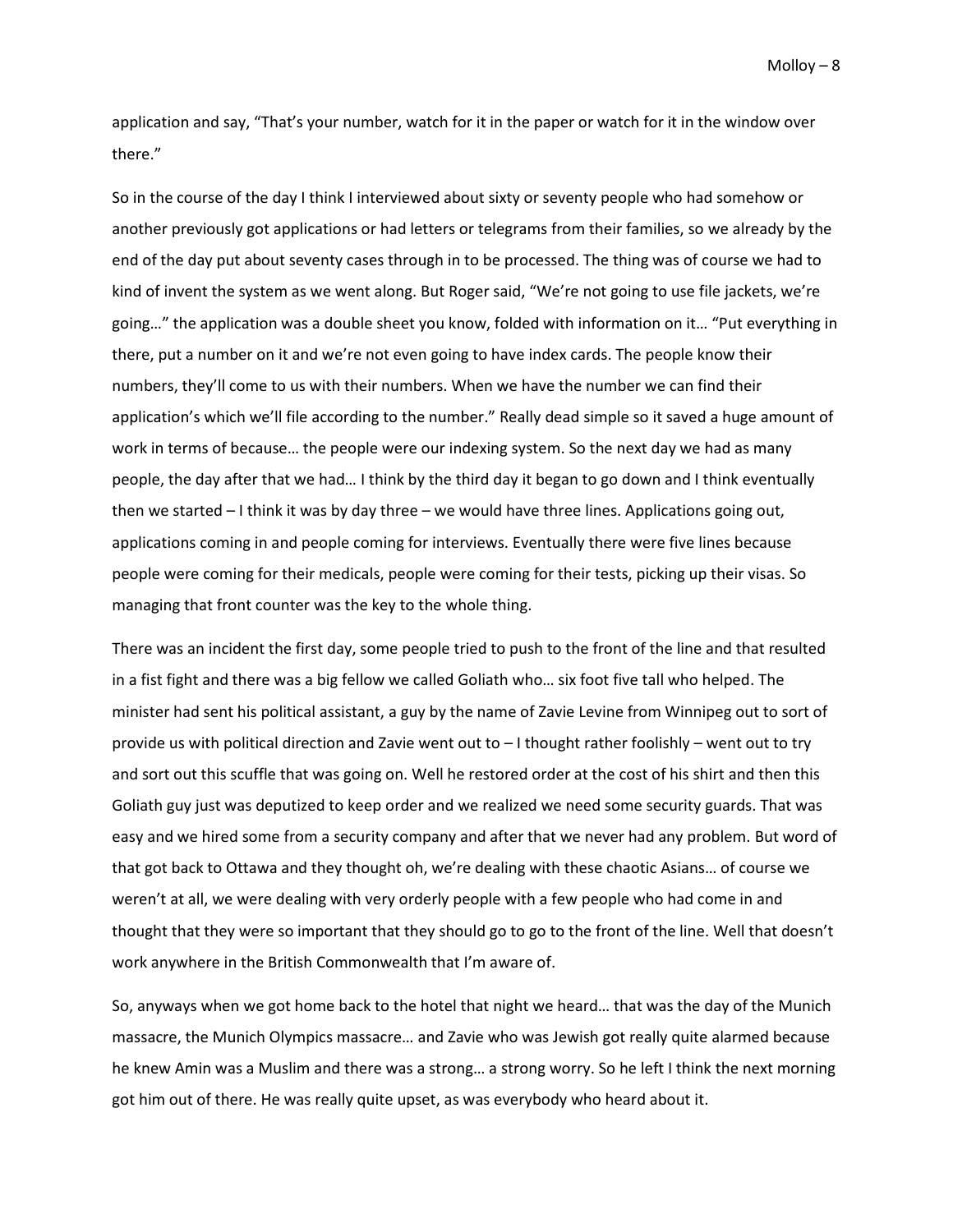application and say, "That's your number, watch for it in the paper or watch for it in the window over there."

So in the course of the day I think I interviewed about sixty or seventy people who had somehow or another previously got applications or had letters or telegrams from their families, so we already by the end of the day put about seventy cases through in to be processed. The thing was of course we had to kind of invent the system as we went along. But Roger said, "We're not going to use file jackets, we're going…" the application was a double sheet you know, folded with information on it… "Put everything in there, put a number on it and we're not even going to have index cards. The people know their numbers, they'll come to us with their numbers. When we have the number we can find their application's which we'll file according to the number." Really dead simple so it saved a huge amount of work in terms of because… the people were our indexing system. So the next day we had as many people, the day after that we had… I think by the third day it began to go down and I think eventually then we started – I think it was by day three – we would have three lines. Applications going out, applications coming in and people coming for interviews. Eventually there were five lines because people were coming for their medicals, people were coming for their tests, picking up their visas. So managing that front counter was the key to the whole thing.

There was an incident the first day, some people tried to push to the front of the line and that resulted in a fist fight and there was a big fellow we called Goliath who… six foot five tall who helped. The minister had sent his political assistant, a guy by the name of Zavie Levine from Winnipeg out to sort of provide us with political direction and Zavie went out to – I thought rather foolishly – went out to try and sort out this scuffle that was going on. Well he restored order at the cost of his shirt and then this Goliath guy just was deputized to keep order and we realized we need some security guards. That was easy and we hired some from a security company and after that we never had any problem. But word of that got back to Ottawa and they thought oh, we're dealing with these chaotic Asians… of course we weren't at all, we were dealing with very orderly people with a few people who had come in and thought that they were so important that they should go to go to the front of the line. Well that doesn't work anywhere in the British Commonwealth that I'm aware of.

So, anyways when we got home back to the hotel that night we heard… that was the day of the Munich massacre, the Munich Olympics massacre… and Zavie who was Jewish got really quite alarmed because he knew Amin was a Muslim and there was a strong… a strong worry. So he left I think the next morning got him out of there. He was really quite upset, as was everybody who heard about it.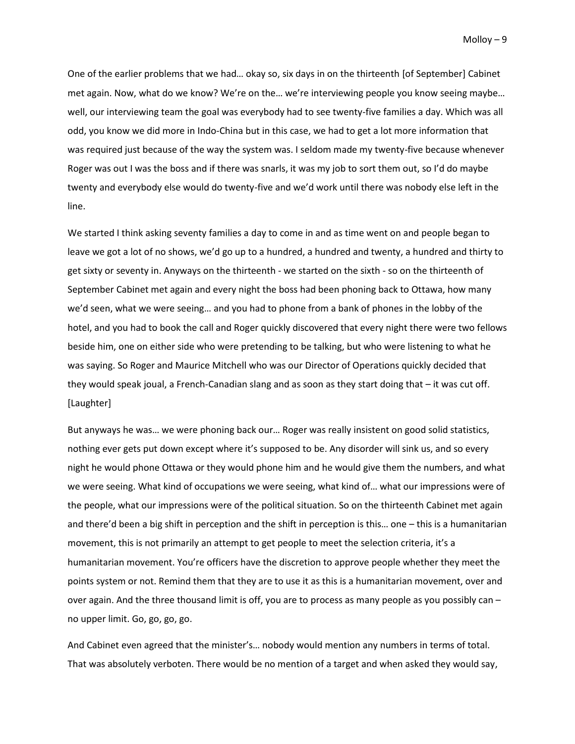One of the earlier problems that we had… okay so, six days in on the thirteenth [of September] Cabinet met again. Now, what do we know? We're on the… we're interviewing people you know seeing maybe… well, our interviewing team the goal was everybody had to see twenty-five families a day. Which was all odd, you know we did more in Indo-China but in this case, we had to get a lot more information that was required just because of the way the system was. I seldom made my twenty-five because whenever Roger was out I was the boss and if there was snarls, it was my job to sort them out, so I'd do maybe twenty and everybody else would do twenty-five and we'd work until there was nobody else left in the line.

We started I think asking seventy families a day to come in and as time went on and people began to leave we got a lot of no shows, we'd go up to a hundred, a hundred and twenty, a hundred and thirty to get sixty or seventy in. Anyways on the thirteenth - we started on the sixth - so on the thirteenth of September Cabinet met again and every night the boss had been phoning back to Ottawa, how many we'd seen, what we were seeing… and you had to phone from a bank of phones in the lobby of the hotel, and you had to book the call and Roger quickly discovered that every night there were two fellows beside him, one on either side who were pretending to be talking, but who were listening to what he was saying. So Roger and Maurice Mitchell who was our Director of Operations quickly decided that they would speak joual, a French-Canadian slang and as soon as they start doing that – it was cut off. [Laughter]

But anyways he was… we were phoning back our… Roger was really insistent on good solid statistics, nothing ever gets put down except where it's supposed to be. Any disorder will sink us, and so every night he would phone Ottawa or they would phone him and he would give them the numbers, and what we were seeing. What kind of occupations we were seeing, what kind of… what our impressions were of the people, what our impressions were of the political situation. So on the thirteenth Cabinet met again and there'd been a big shift in perception and the shift in perception is this… one – this is a humanitarian movement, this is not primarily an attempt to get people to meet the selection criteria, it's a humanitarian movement. You're officers have the discretion to approve people whether they meet the points system or not. Remind them that they are to use it as this is a humanitarian movement, over and over again. And the three thousand limit is off, you are to process as many people as you possibly can – no upper limit. Go, go, go, go.

And Cabinet even agreed that the minister's… nobody would mention any numbers in terms of total. That was absolutely verboten. There would be no mention of a target and when asked they would say,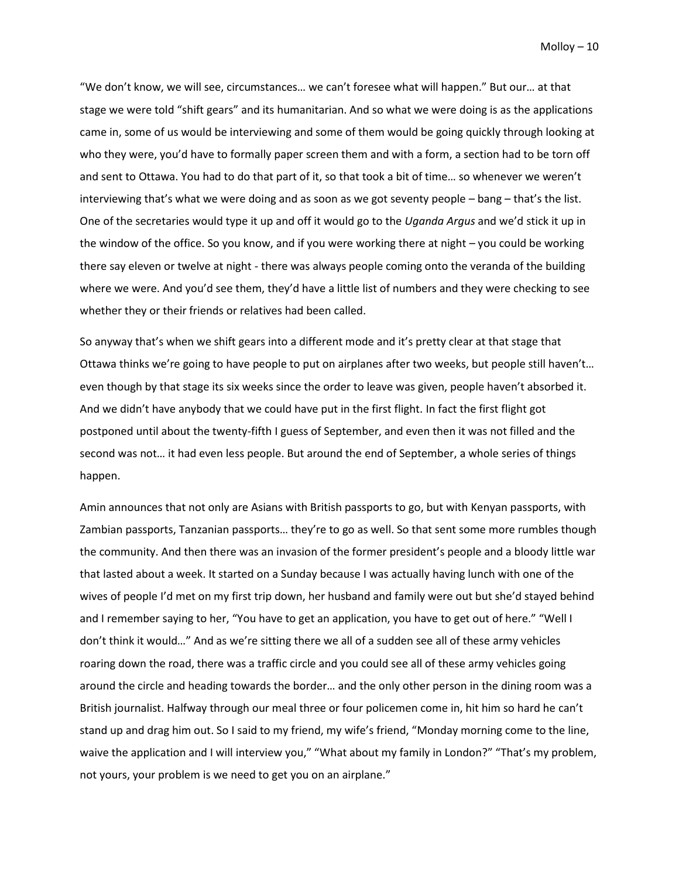"We don't know, we will see, circumstances… we can't foresee what will happen." But our… at that stage we were told "shift gears" and its humanitarian. And so what we were doing is as the applications came in, some of us would be interviewing and some of them would be going quickly through looking at who they were, you'd have to formally paper screen them and with a form, a section had to be torn off and sent to Ottawa. You had to do that part of it, so that took a bit of time… so whenever we weren't interviewing that's what we were doing and as soon as we got seventy people – bang – that's the list. One of the secretaries would type it up and off it would go to the *Uganda Argus* and we'd stick it up in the window of the office. So you know, and if you were working there at night – you could be working there say eleven or twelve at night - there was always people coming onto the veranda of the building where we were. And you'd see them, they'd have a little list of numbers and they were checking to see whether they or their friends or relatives had been called.

So anyway that's when we shift gears into a different mode and it's pretty clear at that stage that Ottawa thinks we're going to have people to put on airplanes after two weeks, but people still haven't… even though by that stage its six weeks since the order to leave was given, people haven't absorbed it. And we didn't have anybody that we could have put in the first flight. In fact the first flight got postponed until about the twenty-fifth I guess of September, and even then it was not filled and the second was not… it had even less people. But around the end of September, a whole series of things happen.

Amin announces that not only are Asians with British passports to go, but with Kenyan passports, with Zambian passports, Tanzanian passports… they're to go as well. So that sent some more rumbles though the community. And then there was an invasion of the former president's people and a bloody little war that lasted about a week. It started on a Sunday because I was actually having lunch with one of the wives of people I'd met on my first trip down, her husband and family were out but she'd stayed behind and I remember saying to her, "You have to get an application, you have to get out of here." "Well I don't think it would…" And as we're sitting there we all of a sudden see all of these army vehicles roaring down the road, there was a traffic circle and you could see all of these army vehicles going around the circle and heading towards the border… and the only other person in the dining room was a British journalist. Halfway through our meal three or four policemen come in, hit him so hard he can't stand up and drag him out. So I said to my friend, my wife's friend, "Monday morning come to the line, waive the application and I will interview you," "What about my family in London?" "That's my problem, not yours, your problem is we need to get you on an airplane."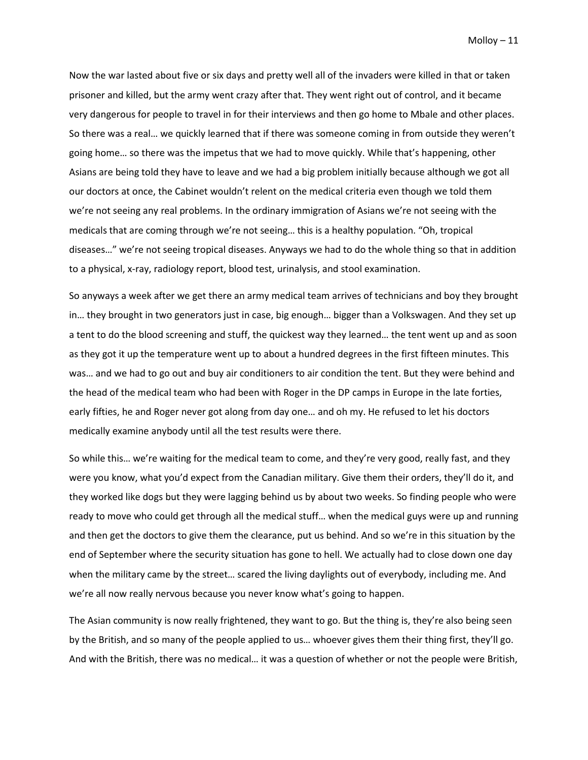Now the war lasted about five or six days and pretty well all of the invaders were killed in that or taken prisoner and killed, but the army went crazy after that. They went right out of control, and it became very dangerous for people to travel in for their interviews and then go home to Mbale and other places. So there was a real… we quickly learned that if there was someone coming in from outside they weren't going home… so there was the impetus that we had to move quickly. While that's happening, other Asians are being told they have to leave and we had a big problem initially because although we got all our doctors at once, the Cabinet wouldn't relent on the medical criteria even though we told them we're not seeing any real problems. In the ordinary immigration of Asians we're not seeing with the medicals that are coming through we're not seeing… this is a healthy population. "Oh, tropical diseases…" we're not seeing tropical diseases. Anyways we had to do the whole thing so that in addition to a physical, x-ray, radiology report, blood test, urinalysis, and stool examination.

So anyways a week after we get there an army medical team arrives of technicians and boy they brought in… they brought in two generators just in case, big enough… bigger than a Volkswagen. And they set up a tent to do the blood screening and stuff, the quickest way they learned… the tent went up and as soon as they got it up the temperature went up to about a hundred degrees in the first fifteen minutes. This was… and we had to go out and buy air conditioners to air condition the tent. But they were behind and the head of the medical team who had been with Roger in the DP camps in Europe in the late forties, early fifties, he and Roger never got along from day one… and oh my. He refused to let his doctors medically examine anybody until all the test results were there.

So while this… we're waiting for the medical team to come, and they're very good, really fast, and they were you know, what you'd expect from the Canadian military. Give them their orders, they'll do it, and they worked like dogs but they were lagging behind us by about two weeks. So finding people who were ready to move who could get through all the medical stuff… when the medical guys were up and running and then get the doctors to give them the clearance, put us behind. And so we're in this situation by the end of September where the security situation has gone to hell. We actually had to close down one day when the military came by the street… scared the living daylights out of everybody, including me. And we're all now really nervous because you never know what's going to happen.

The Asian community is now really frightened, they want to go. But the thing is, they're also being seen by the British, and so many of the people applied to us… whoever gives them their thing first, they'll go. And with the British, there was no medical… it was a question of whether or not the people were British,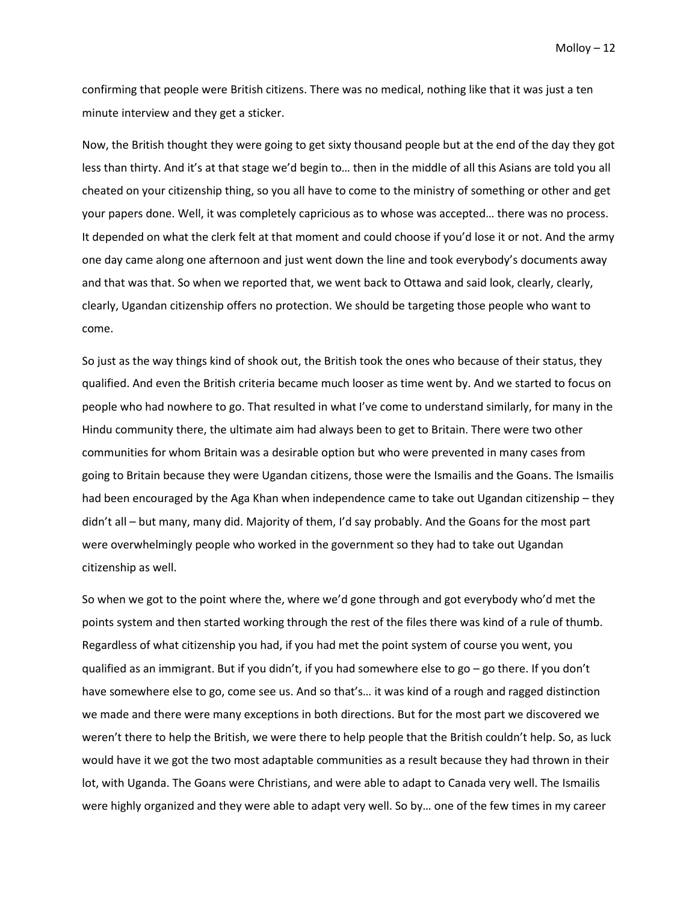confirming that people were British citizens. There was no medical, nothing like that it was just a ten minute interview and they get a sticker.

Now, the British thought they were going to get sixty thousand people but at the end of the day they got less than thirty. And it's at that stage we'd begin to… then in the middle of all this Asians are told you all cheated on your citizenship thing, so you all have to come to the ministry of something or other and get your papers done. Well, it was completely capricious as to whose was accepted… there was no process. It depended on what the clerk felt at that moment and could choose if you'd lose it or not. And the army one day came along one afternoon and just went down the line and took everybody's documents away and that was that. So when we reported that, we went back to Ottawa and said look, clearly, clearly, clearly, Ugandan citizenship offers no protection. We should be targeting those people who want to come.

So just as the way things kind of shook out, the British took the ones who because of their status, they qualified. And even the British criteria became much looser as time went by. And we started to focus on people who had nowhere to go. That resulted in what I've come to understand similarly, for many in the Hindu community there, the ultimate aim had always been to get to Britain. There were two other communities for whom Britain was a desirable option but who were prevented in many cases from going to Britain because they were Ugandan citizens, those were the Ismailis and the Goans. The Ismailis had been encouraged by the Aga Khan when independence came to take out Ugandan citizenship – they didn't all – but many, many did. Majority of them, I'd say probably. And the Goans for the most part were overwhelmingly people who worked in the government so they had to take out Ugandan citizenship as well.

So when we got to the point where the, where we'd gone through and got everybody who'd met the points system and then started working through the rest of the files there was kind of a rule of thumb. Regardless of what citizenship you had, if you had met the point system of course you went, you qualified as an immigrant. But if you didn't, if you had somewhere else to go – go there. If you don't have somewhere else to go, come see us. And so that's… it was kind of a rough and ragged distinction we made and there were many exceptions in both directions. But for the most part we discovered we weren't there to help the British, we were there to help people that the British couldn't help. So, as luck would have it we got the two most adaptable communities as a result because they had thrown in their lot, with Uganda. The Goans were Christians, and were able to adapt to Canada very well. The Ismailis were highly organized and they were able to adapt very well. So by… one of the few times in my career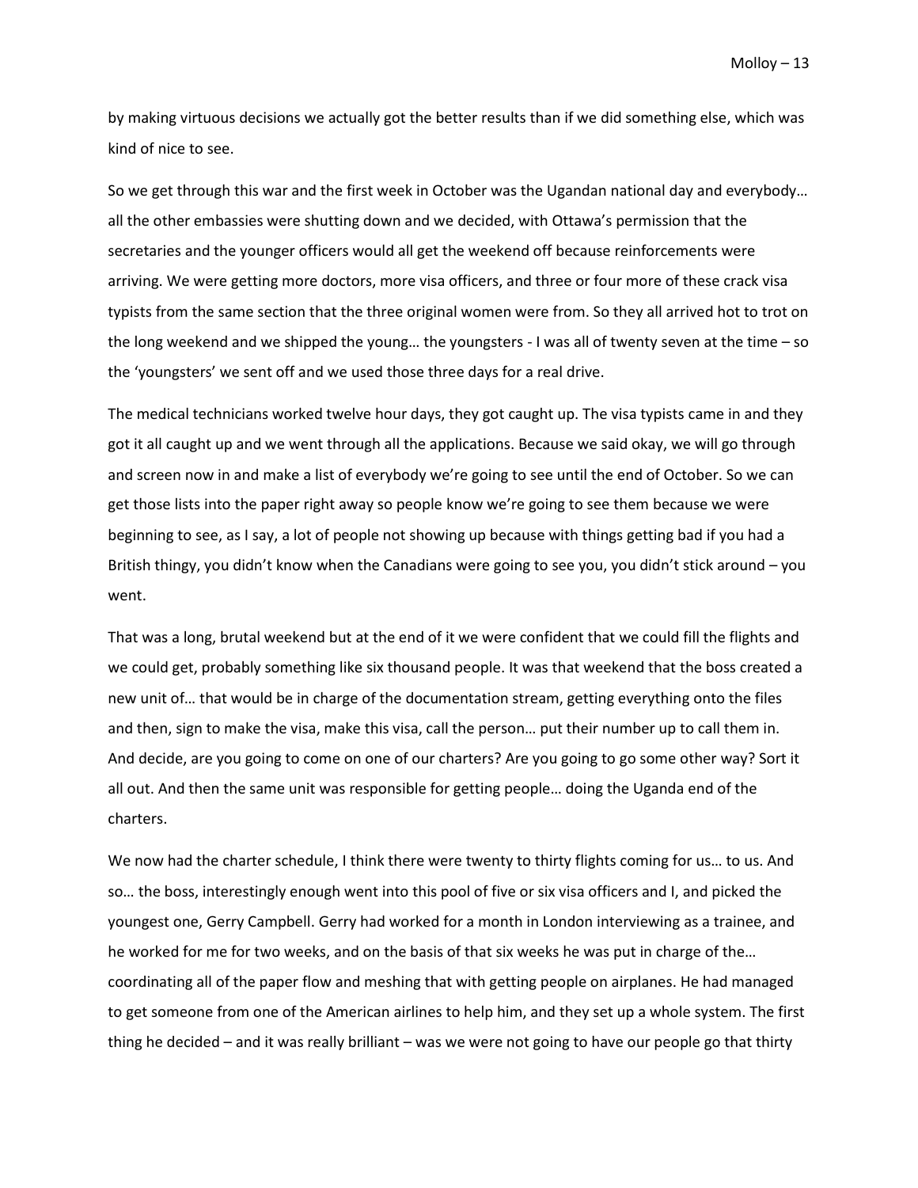by making virtuous decisions we actually got the better results than if we did something else, which was kind of nice to see.

So we get through this war and the first week in October was the Ugandan national day and everybody… all the other embassies were shutting down and we decided, with Ottawa's permission that the secretaries and the younger officers would all get the weekend off because reinforcements were arriving. We were getting more doctors, more visa officers, and three or four more of these crack visa typists from the same section that the three original women were from. So they all arrived hot to trot on the long weekend and we shipped the young… the youngsters - I was all of twenty seven at the time – so the 'youngsters' we sent off and we used those three days for a real drive.

The medical technicians worked twelve hour days, they got caught up. The visa typists came in and they got it all caught up and we went through all the applications. Because we said okay, we will go through and screen now in and make a list of everybody we're going to see until the end of October. So we can get those lists into the paper right away so people know we're going to see them because we were beginning to see, as I say, a lot of people not showing up because with things getting bad if you had a British thingy, you didn't know when the Canadians were going to see you, you didn't stick around – you went.

That was a long, brutal weekend but at the end of it we were confident that we could fill the flights and we could get, probably something like six thousand people. It was that weekend that the boss created a new unit of… that would be in charge of the documentation stream, getting everything onto the files and then, sign to make the visa, make this visa, call the person… put their number up to call them in. And decide, are you going to come on one of our charters? Are you going to go some other way? Sort it all out. And then the same unit was responsible for getting people… doing the Uganda end of the charters.

We now had the charter schedule, I think there were twenty to thirty flights coming for us… to us. And so… the boss, interestingly enough went into this pool of five or six visa officers and I, and picked the youngest one, Gerry Campbell. Gerry had worked for a month in London interviewing as a trainee, and he worked for me for two weeks, and on the basis of that six weeks he was put in charge of the… coordinating all of the paper flow and meshing that with getting people on airplanes. He had managed to get someone from one of the American airlines to help him, and they set up a whole system. The first thing he decided – and it was really brilliant – was we were not going to have our people go that thirty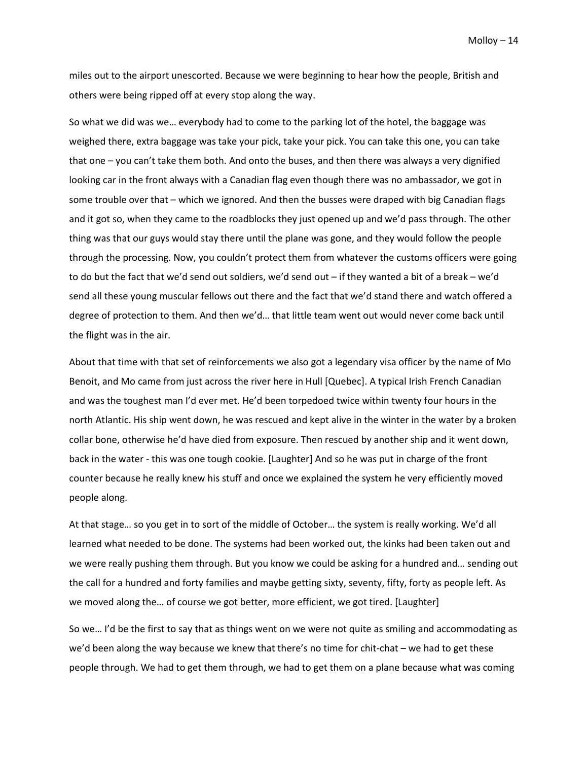miles out to the airport unescorted. Because we were beginning to hear how the people, British and others were being ripped off at every stop along the way.

So what we did was we… everybody had to come to the parking lot of the hotel, the baggage was weighed there, extra baggage was take your pick, take your pick. You can take this one, you can take that one – you can't take them both. And onto the buses, and then there was always a very dignified looking car in the front always with a Canadian flag even though there was no ambassador, we got in some trouble over that – which we ignored. And then the busses were draped with big Canadian flags and it got so, when they came to the roadblocks they just opened up and we'd pass through. The other thing was that our guys would stay there until the plane was gone, and they would follow the people through the processing. Now, you couldn't protect them from whatever the customs officers were going to do but the fact that we'd send out soldiers, we'd send out – if they wanted a bit of a break – we'd send all these young muscular fellows out there and the fact that we'd stand there and watch offered a degree of protection to them. And then we'd… that little team went out would never come back until the flight was in the air.

About that time with that set of reinforcements we also got a legendary visa officer by the name of Mo Benoit, and Mo came from just across the river here in Hull [Quebec]. A typical Irish French Canadian and was the toughest man I'd ever met. He'd been torpedoed twice within twenty four hours in the north Atlantic. His ship went down, he was rescued and kept alive in the winter in the water by a broken collar bone, otherwise he'd have died from exposure. Then rescued by another ship and it went down, back in the water - this was one tough cookie. [Laughter] And so he was put in charge of the front counter because he really knew his stuff and once we explained the system he very efficiently moved people along.

At that stage… so you get in to sort of the middle of October… the system is really working. We'd all learned what needed to be done. The systems had been worked out, the kinks had been taken out and we were really pushing them through. But you know we could be asking for a hundred and… sending out the call for a hundred and forty families and maybe getting sixty, seventy, fifty, forty as people left. As we moved along the… of course we got better, more efficient, we got tired. [Laughter]

So we… I'd be the first to say that as things went on we were not quite as smiling and accommodating as we'd been along the way because we knew that there's no time for chit-chat – we had to get these people through. We had to get them through, we had to get them on a plane because what was coming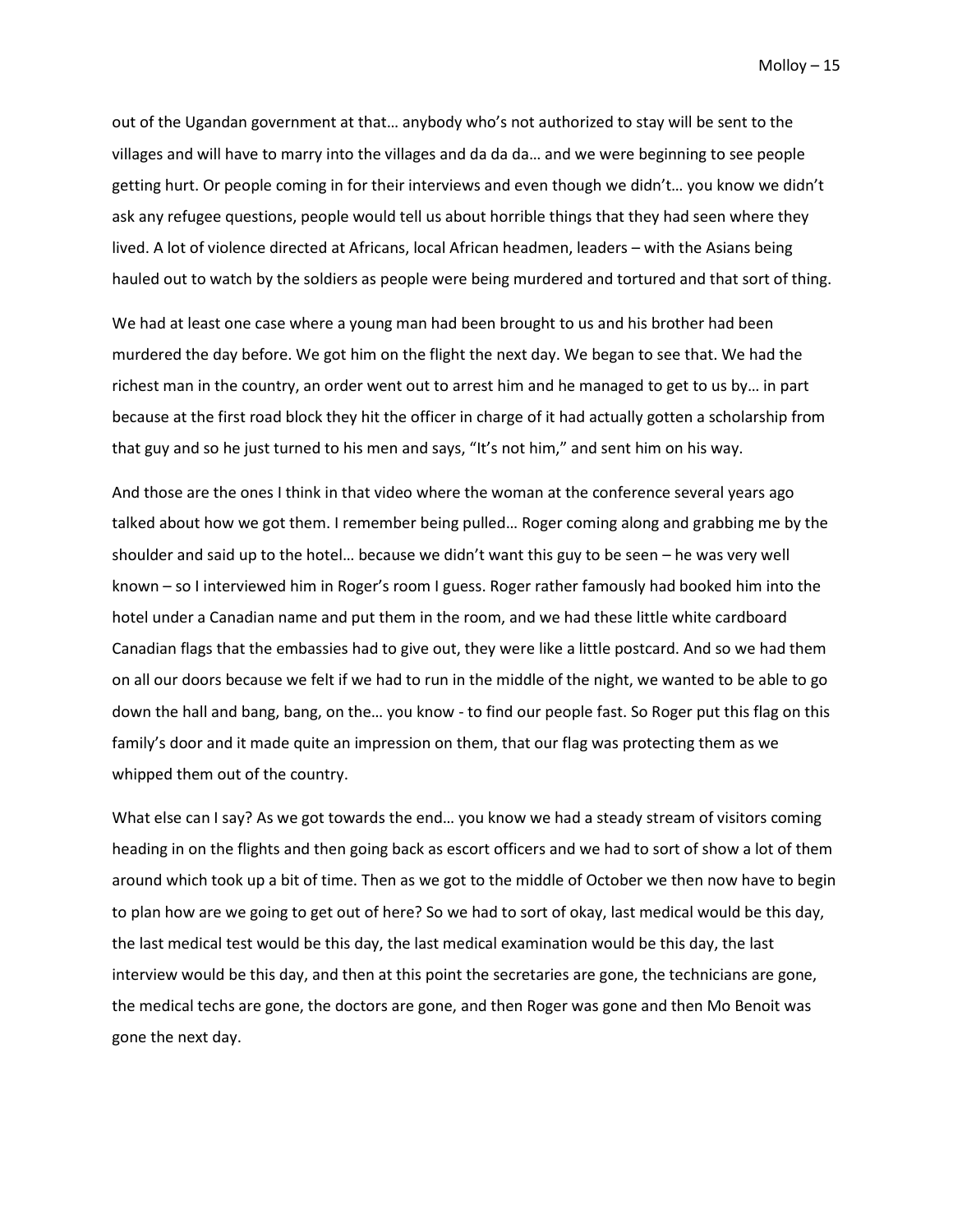out of the Ugandan government at that… anybody who's not authorized to stay will be sent to the villages and will have to marry into the villages and da da da… and we were beginning to see people getting hurt. Or people coming in for their interviews and even though we didn't… you know we didn't ask any refugee questions, people would tell us about horrible things that they had seen where they lived. A lot of violence directed at Africans, local African headmen, leaders – with the Asians being hauled out to watch by the soldiers as people were being murdered and tortured and that sort of thing.

We had at least one case where a young man had been brought to us and his brother had been murdered the day before. We got him on the flight the next day. We began to see that. We had the richest man in the country, an order went out to arrest him and he managed to get to us by… in part because at the first road block they hit the officer in charge of it had actually gotten a scholarship from that guy and so he just turned to his men and says, "It's not him," and sent him on his way.

And those are the ones I think in that video where the woman at the conference several years ago talked about how we got them. I remember being pulled… Roger coming along and grabbing me by the shoulder and said up to the hotel… because we didn't want this guy to be seen – he was very well known – so I interviewed him in Roger's room I guess. Roger rather famously had booked him into the hotel under a Canadian name and put them in the room, and we had these little white cardboard Canadian flags that the embassies had to give out, they were like a little postcard. And so we had them on all our doors because we felt if we had to run in the middle of the night, we wanted to be able to go down the hall and bang, bang, on the… you know - to find our people fast. So Roger put this flag on this family's door and it made quite an impression on them, that our flag was protecting them as we whipped them out of the country.

What else can I say? As we got towards the end… you know we had a steady stream of visitors coming heading in on the flights and then going back as escort officers and we had to sort of show a lot of them around which took up a bit of time. Then as we got to the middle of October we then now have to begin to plan how are we going to get out of here? So we had to sort of okay, last medical would be this day, the last medical test would be this day, the last medical examination would be this day, the last interview would be this day, and then at this point the secretaries are gone, the technicians are gone, the medical techs are gone, the doctors are gone, and then Roger was gone and then Mo Benoit was gone the next day.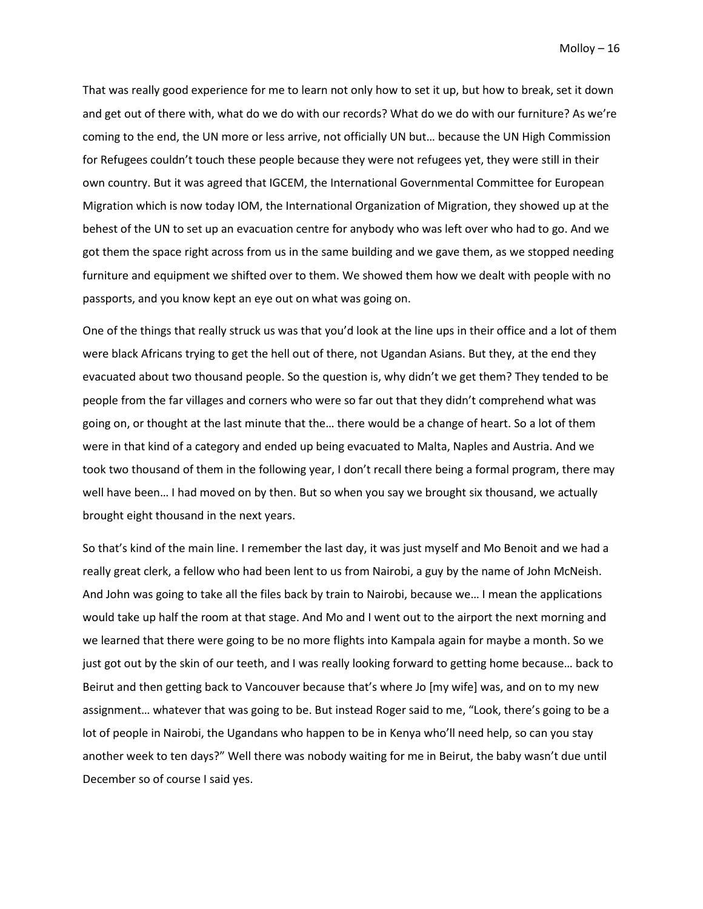That was really good experience for me to learn not only how to set it up, but how to break, set it down and get out of there with, what do we do with our records? What do we do with our furniture? As we're coming to the end, the UN more or less arrive, not officially UN but… because the UN High Commission for Refugees couldn't touch these people because they were not refugees yet, they were still in their own country. But it was agreed that IGCEM, the International Governmental Committee for European Migration which is now today IOM, the International Organization of Migration, they showed up at the behest of the UN to set up an evacuation centre for anybody who was left over who had to go. And we got them the space right across from us in the same building and we gave them, as we stopped needing furniture and equipment we shifted over to them. We showed them how we dealt with people with no passports, and you know kept an eye out on what was going on.

One of the things that really struck us was that you'd look at the line ups in their office and a lot of them were black Africans trying to get the hell out of there, not Ugandan Asians. But they, at the end they evacuated about two thousand people. So the question is, why didn't we get them? They tended to be people from the far villages and corners who were so far out that they didn't comprehend what was going on, or thought at the last minute that the… there would be a change of heart. So a lot of them were in that kind of a category and ended up being evacuated to Malta, Naples and Austria. And we took two thousand of them in the following year, I don't recall there being a formal program, there may well have been… I had moved on by then. But so when you say we brought six thousand, we actually brought eight thousand in the next years.

So that's kind of the main line. I remember the last day, it was just myself and Mo Benoit and we had a really great clerk, a fellow who had been lent to us from Nairobi, a guy by the name of John McNeish. And John was going to take all the files back by train to Nairobi, because we… I mean the applications would take up half the room at that stage. And Mo and I went out to the airport the next morning and we learned that there were going to be no more flights into Kampala again for maybe a month. So we just got out by the skin of our teeth, and I was really looking forward to getting home because… back to Beirut and then getting back to Vancouver because that's where Jo [my wife] was, and on to my new assignment… whatever that was going to be. But instead Roger said to me, "Look, there's going to be a lot of people in Nairobi, the Ugandans who happen to be in Kenya who'll need help, so can you stay another week to ten days?" Well there was nobody waiting for me in Beirut, the baby wasn't due until December so of course I said yes.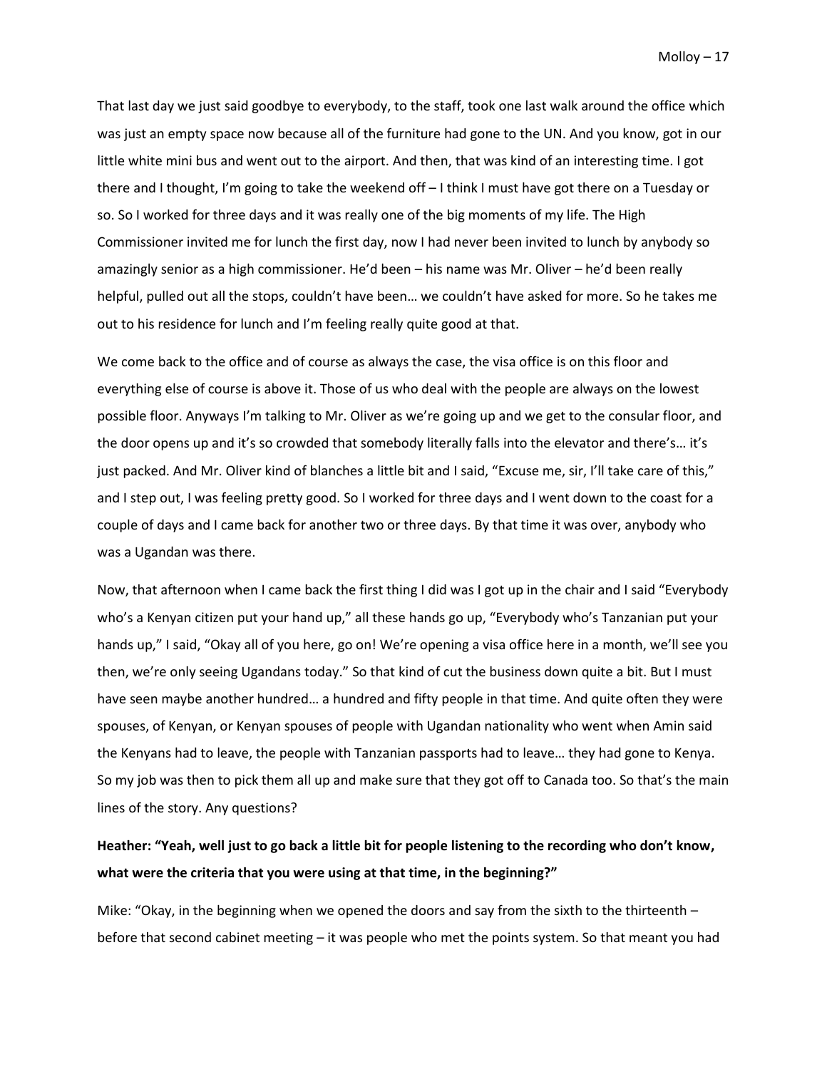That last day we just said goodbye to everybody, to the staff, took one last walk around the office which was just an empty space now because all of the furniture had gone to the UN. And you know, got in our little white mini bus and went out to the airport. And then, that was kind of an interesting time. I got there and I thought, I'm going to take the weekend off – I think I must have got there on a Tuesday or so. So I worked for three days and it was really one of the big moments of my life. The High Commissioner invited me for lunch the first day, now I had never been invited to lunch by anybody so amazingly senior as a high commissioner. He'd been – his name was Mr. Oliver – he'd been really helpful, pulled out all the stops, couldn't have been… we couldn't have asked for more. So he takes me out to his residence for lunch and I'm feeling really quite good at that.

We come back to the office and of course as always the case, the visa office is on this floor and everything else of course is above it. Those of us who deal with the people are always on the lowest possible floor. Anyways I'm talking to Mr. Oliver as we're going up and we get to the consular floor, and the door opens up and it's so crowded that somebody literally falls into the elevator and there's… it's just packed. And Mr. Oliver kind of blanches a little bit and I said, "Excuse me, sir, I'll take care of this," and I step out, I was feeling pretty good. So I worked for three days and I went down to the coast for a couple of days and I came back for another two or three days. By that time it was over, anybody who was a Ugandan was there.

Now, that afternoon when I came back the first thing I did was I got up in the chair and I said "Everybody who's a Kenyan citizen put your hand up," all these hands go up, "Everybody who's Tanzanian put your hands up," I said, "Okay all of you here, go on! We're opening a visa office here in a month, we'll see you then, we're only seeing Ugandans today." So that kind of cut the business down quite a bit. But I must have seen maybe another hundred… a hundred and fifty people in that time. And quite often they were spouses, of Kenyan, or Kenyan spouses of people with Ugandan nationality who went when Amin said the Kenyans had to leave, the people with Tanzanian passports had to leave… they had gone to Kenya. So my job was then to pick them all up and make sure that they got off to Canada too. So that's the main lines of the story. Any questions?

**Heather: "Yeah, well just to go back a little bit for people listening to the recording who don't know, what were the criteria that you were using at that time, in the beginning?"**

Mike: "Okay, in the beginning when we opened the doors and say from the sixth to the thirteenth – before that second cabinet meeting – it was people who met the points system. So that meant you had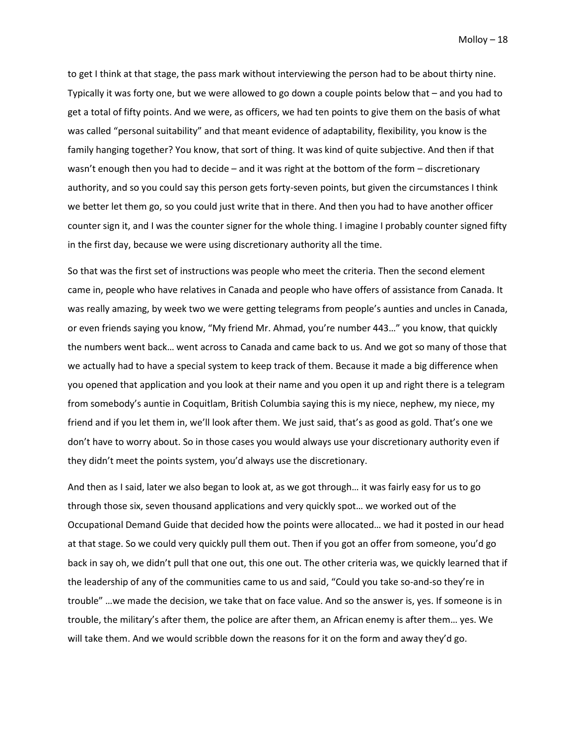to get I think at that stage, the pass mark without interviewing the person had to be about thirty nine. Typically it was forty one, but we were allowed to go down a couple points below that – and you had to get a total of fifty points. And we were, as officers, we had ten points to give them on the basis of what was called "personal suitability" and that meant evidence of adaptability, flexibility, you know is the family hanging together? You know, that sort of thing. It was kind of quite subjective. And then if that wasn't enough then you had to decide – and it was right at the bottom of the form – discretionary authority, and so you could say this person gets forty-seven points, but given the circumstances I think we better let them go, so you could just write that in there. And then you had to have another officer counter sign it, and I was the counter signer for the whole thing. I imagine I probably counter signed fifty in the first day, because we were using discretionary authority all the time.

So that was the first set of instructions was people who meet the criteria. Then the second element came in, people who have relatives in Canada and people who have offers of assistance from Canada. It was really amazing, by week two we were getting telegrams from people's aunties and uncles in Canada, or even friends saying you know, "My friend Mr. Ahmad, you're number 443…" you know, that quickly the numbers went back… went across to Canada and came back to us. And we got so many of those that we actually had to have a special system to keep track of them. Because it made a big difference when you opened that application and you look at their name and you open it up and right there is a telegram from somebody's auntie in Coquitlam, British Columbia saying this is my niece, nephew, my niece, my friend and if you let them in, we'll look after them. We just said, that's as good as gold. That's one we don't have to worry about. So in those cases you would always use your discretionary authority even if they didn't meet the points system, you'd always use the discretionary.

And then as I said, later we also began to look at, as we got through… it was fairly easy for us to go through those six, seven thousand applications and very quickly spot… we worked out of the Occupational Demand Guide that decided how the points were allocated… we had it posted in our head at that stage. So we could very quickly pull them out. Then if you got an offer from someone, you'd go back in say oh, we didn't pull that one out, this one out. The other criteria was, we quickly learned that if the leadership of any of the communities came to us and said, "Could you take so-and-so they're in trouble" …we made the decision, we take that on face value. And so the answer is, yes. If someone is in trouble, the military's after them, the police are after them, an African enemy is after them… yes. We will take them. And we would scribble down the reasons for it on the form and away they'd go.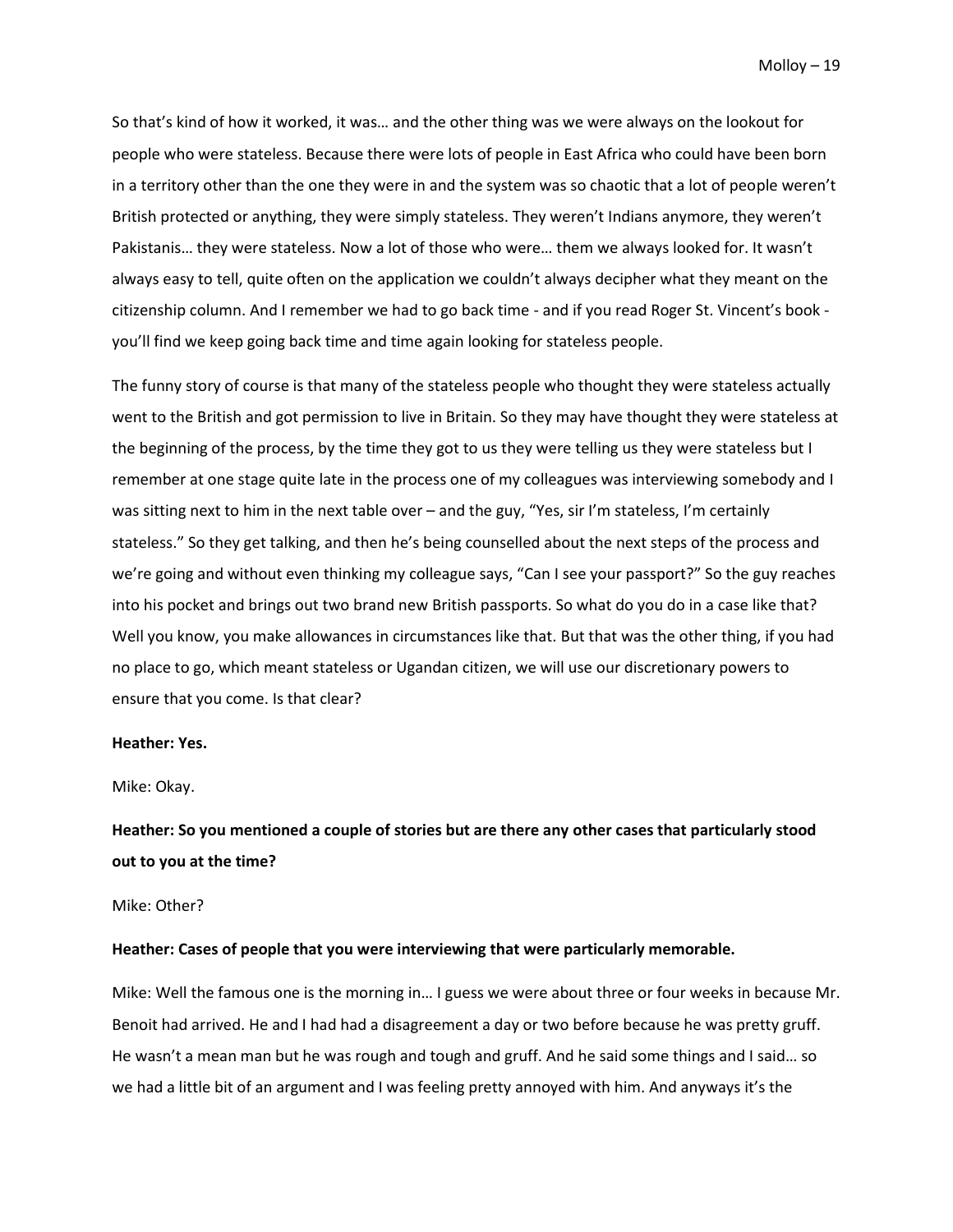So that's kind of how it worked, it was… and the other thing was we were always on the lookout for people who were stateless. Because there were lots of people in East Africa who could have been born in a territory other than the one they were in and the system was so chaotic that a lot of people weren't British protected or anything, they were simply stateless. They weren't Indians anymore, they weren't Pakistanis… they were stateless. Now a lot of those who were… them we always looked for. It wasn't always easy to tell, quite often on the application we couldn't always decipher what they meant on the citizenship column. And I remember we had to go back time - and if you read Roger St. Vincent's book - you'll find we keep going back time and time again looking for stateless people.

The funny story of course is that many of the stateless people who thought they were stateless actually went to the British and got permission to live in Britain. So they may have thought they were stateless at the beginning of the process, by the time they got to us they were telling us they were stateless but I remember at one stage quite late in the process one of my colleagues was interviewing somebody and I was sitting next to him in the next table over – and the guy, "Yes, sir I'm stateless, I'm certainly stateless." So they get talking, and then he's being counselled about the next steps of the process and we're going and without even thinking my colleague says, "Can I see your passport?" So the guy reaches into his pocket and brings out two brand new British passports. So what do you do in a case like that? Well you know, you make allowances in circumstances like that. But that was the other thing, if you had no place to go, which meant stateless or Ugandan citizen, we will use our discretionary powers to ensure that you come. Is that clear?

**Heather: Yes.**

Mike: Okay.

**Heather: So you mentioned a couple of stories but are there any other cases that particularly stood out to you at the time?**

Mike: Other?

**Heather: Cases of people that you were interviewing that were particularly memorable.**

Mike: Well the famous one is the morning in… I guess we were about three or four weeks in because Mr. Benoit had arrived. He and I had had a disagreement a day or two before because he was pretty gruff. He wasn't a mean man but he was rough and tough and gruff. And he said some things and I said… so we had a little bit of an argument and I was feeling pretty annoyed with him. And anyways it's the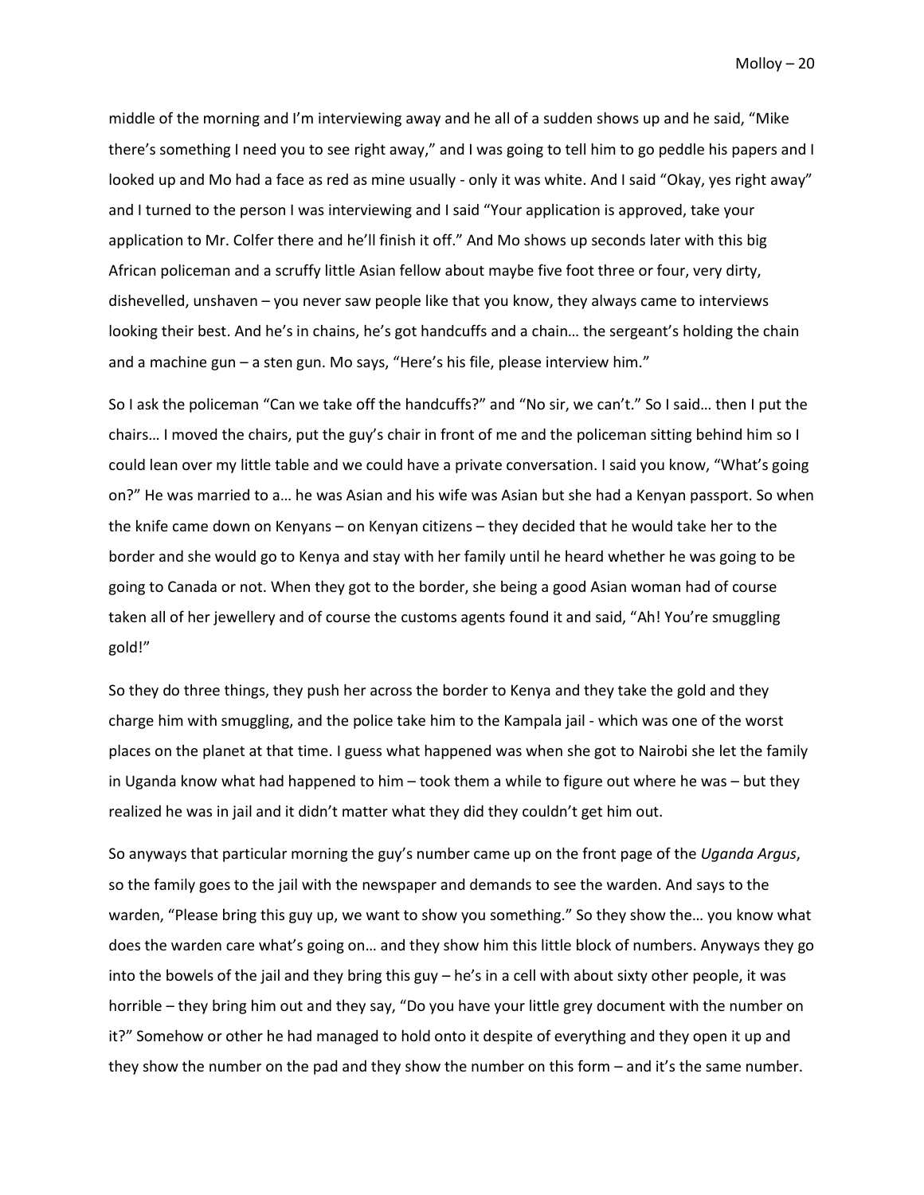middle of the morning and I'm interviewing away and he all of a sudden shows up and he said, "Mike there's something I need you to see right away," and I was going to tell him to go peddle his papers and I looked up and Mo had a face as red as mine usually - only it was white. And I said "Okay, yes right away" and I turned to the person I was interviewing and I said "Your application is approved, take your application to Mr. Colfer there and he'll finish it off." And Mo shows up seconds later with this big African policeman and a scruffy little Asian fellow about maybe five foot three or four, very dirty, dishevelled, unshaven – you never saw people like that you know, they always came to interviews looking their best. And he's in chains, he's got handcuffs and a chain… the sergeant's holding the chain and a machine gun – a sten gun. Mo says, "Here's his file, please interview him."

So I ask the policeman "Can we take off the handcuffs?" and "No sir, we can't." So I said… then I put the chairs… I moved the chairs, put the guy's chair in front of me and the policeman sitting behind him so I could lean over my little table and we could have a private conversation. I said you know, "What's going on?" He was married to a… he was Asian and his wife was Asian but she had a Kenyan passport. So when the knife came down on Kenyans – on Kenyan citizens – they decided that he would take her to the border and she would go to Kenya and stay with her family until he heard whether he was going to be going to Canada or not. When they got to the border, she being a good Asian woman had of course taken all of her jewellery and of course the customs agents found it and said, "Ah! You're smuggling gold!"

So they do three things, they push her across the border to Kenya and they take the gold and they charge him with smuggling, and the police take him to the Kampala jail - which was one of the worst places on the planet at that time. I guess what happened was when she got to Nairobi she let the family in Uganda know what had happened to him – took them a while to figure out where he was – but they realized he was in jail and it didn't matter what they did they couldn't get him out.

So anyways that particular morning the guy's number came up on the front page of the *Uganda Argus*, so the family goes to the jail with the newspaper and demands to see the warden. And says to the warden, "Please bring this guy up, we want to show you something." So they show the… you know what does the warden care what's going on… and they show him this little block of numbers. Anyways they go into the bowels of the jail and they bring this guy – he's in a cell with about sixty other people, it was horrible – they bring him out and they say, "Do you have your little grey document with the number on it?" Somehow or other he had managed to hold onto it despite of everything and they open it up and they show the number on the pad and they show the number on this form – and it's the same number.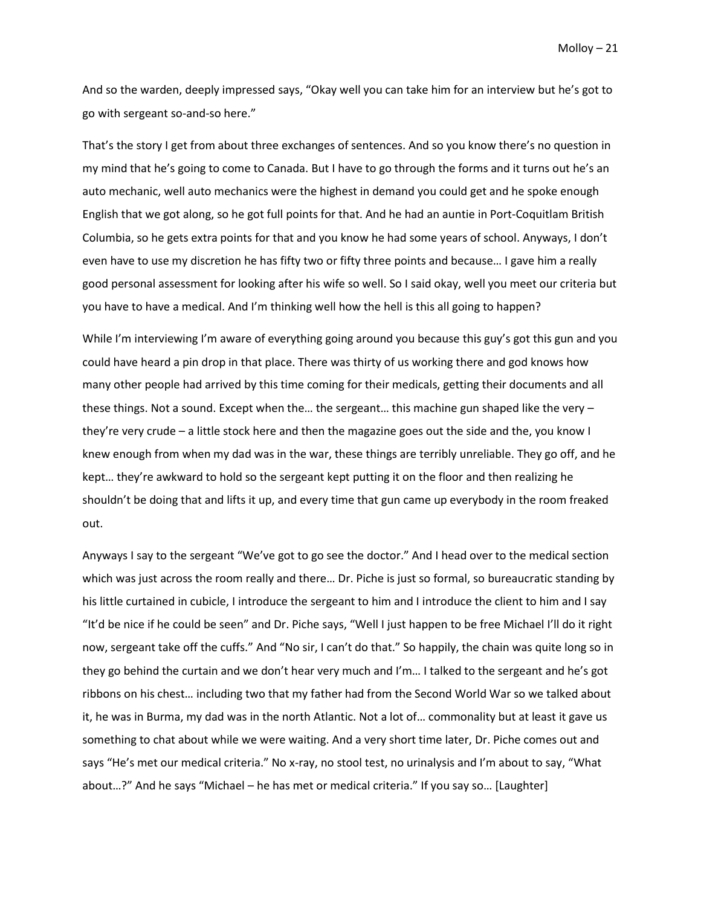And so the warden, deeply impressed says, "Okay well you can take him for an interview but he's got to go with sergeant so-and-so here."

That's the story I get from about three exchanges of sentences. And so you know there's no question in my mind that he's going to come to Canada. But I have to go through the forms and it turns out he's an auto mechanic, well auto mechanics were the highest in demand you could get and he spoke enough English that we got along, so he got full points for that. And he had an auntie in Port-Coquitlam British Columbia, so he gets extra points for that and you know he had some years of school. Anyways, I don't even have to use my discretion he has fifty two or fifty three points and because… I gave him a really good personal assessment for looking after his wife so well. So I said okay, well you meet our criteria but you have to have a medical. And I'm thinking well how the hell is this all going to happen?

While I'm interviewing I'm aware of everything going around you because this guy's got this gun and you could have heard a pin drop in that place. There was thirty of us working there and god knows how many other people had arrived by this time coming for their medicals, getting their documents and all these things. Not a sound. Except when the… the sergeant… this machine gun shaped like the very – they're very crude – a little stock here and then the magazine goes out the side and the, you know I knew enough from when my dad was in the war, these things are terribly unreliable. They go off, and he kept… they're awkward to hold so the sergeant kept putting it on the floor and then realizing he shouldn't be doing that and lifts it up, and every time that gun came up everybody in the room freaked out.

Anyways I say to the sergeant "We've got to go see the doctor." And I head over to the medical section which was just across the room really and there… Dr. Piche is just so formal, so bureaucratic standing by his little curtained in cubicle, I introduce the sergeant to him and I introduce the client to him and I say "It'd be nice if he could be seen" and Dr. Piche says, "Well I just happen to be free Michael I'll do it right now, sergeant take off the cuffs." And "No sir, I can't do that." So happily, the chain was quite long so in they go behind the curtain and we don't hear very much and I'm… I talked to the sergeant and he's got ribbons on his chest… including two that my father had from the Second World War so we talked about it, he was in Burma, my dad was in the north Atlantic. Not a lot of… commonality but at least it gave us something to chat about while we were waiting. And a very short time later, Dr. Piche comes out and says "He's met our medical criteria." No x-ray, no stool test, no urinalysis and I'm about to say, "What about…?" And he says "Michael – he has met or medical criteria." If you say so… [Laughter]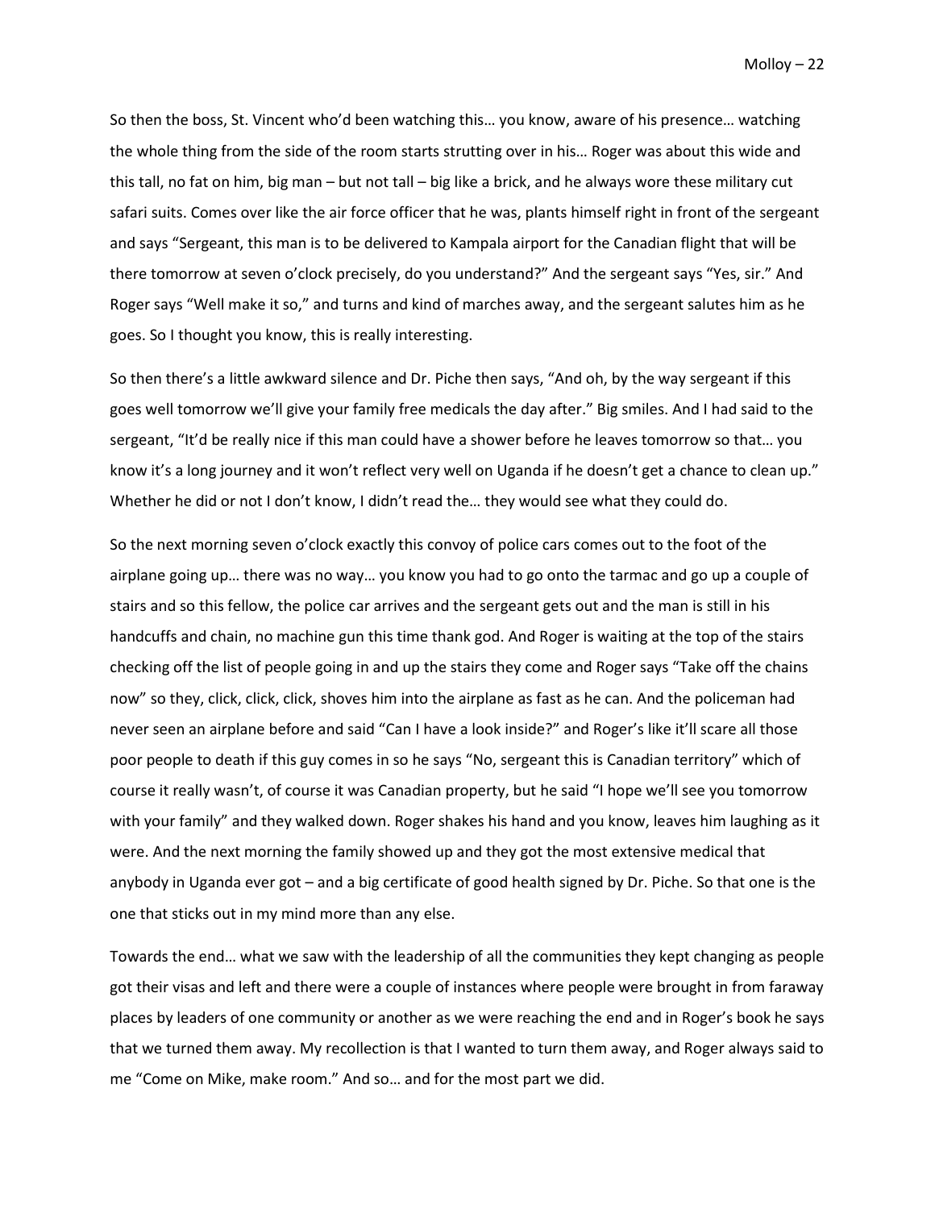So then the boss, St. Vincent who'd been watching this… you know, aware of his presence… watching the whole thing from the side of the room starts strutting over in his… Roger was about this wide and this tall, no fat on him, big man – but not tall – big like a brick, and he always wore these military cut safari suits. Comes over like the air force officer that he was, plants himself right in front of the sergeant and says "Sergeant, this man is to be delivered to Kampala airport for the Canadian flight that will be there tomorrow at seven o'clock precisely, do you understand?" And the sergeant says "Yes, sir." And Roger says "Well make it so," and turns and kind of marches away, and the sergeant salutes him as he goes. So I thought you know, this is really interesting.

So then there's a little awkward silence and Dr. Piche then says, "And oh, by the way sergeant if this goes well tomorrow we'll give your family free medicals the day after." Big smiles. And I had said to the sergeant, "It'd be really nice if this man could have a shower before he leaves tomorrow so that… you know it's a long journey and it won't reflect very well on Uganda if he doesn't get a chance to clean up." Whether he did or not I don't know, I didn't read the… they would see what they could do.

So the next morning seven o'clock exactly this convoy of police cars comes out to the foot of the airplane going up… there was no way… you know you had to go onto the tarmac and go up a couple of stairs and so this fellow, the police car arrives and the sergeant gets out and the man is still in his handcuffs and chain, no machine gun this time thank god. And Roger is waiting at the top of the stairs checking off the list of people going in and up the stairs they come and Roger says "Take off the chains now" so they, click, click, click, shoves him into the airplane as fast as he can. And the policeman had never seen an airplane before and said "Can I have a look inside?" and Roger's like it'll scare all those poor people to death if this guy comes in so he says "No, sergeant this is Canadian territory" which of course it really wasn't, of course it was Canadian property, but he said "I hope we'll see you tomorrow with your family" and they walked down. Roger shakes his hand and you know, leaves him laughing as it were. And the next morning the family showed up and they got the most extensive medical that anybody in Uganda ever got – and a big certificate of good health signed by Dr. Piche. So that one is the one that sticks out in my mind more than any else.

Towards the end… what we saw with the leadership of all the communities they kept changing as people got their visas and left and there were a couple of instances where people were brought in from faraway places by leaders of one community or another as we were reaching the end and in Roger's book he says that we turned them away. My recollection is that I wanted to turn them away, and Roger always said to me "Come on Mike, make room." And so… and for the most part we did.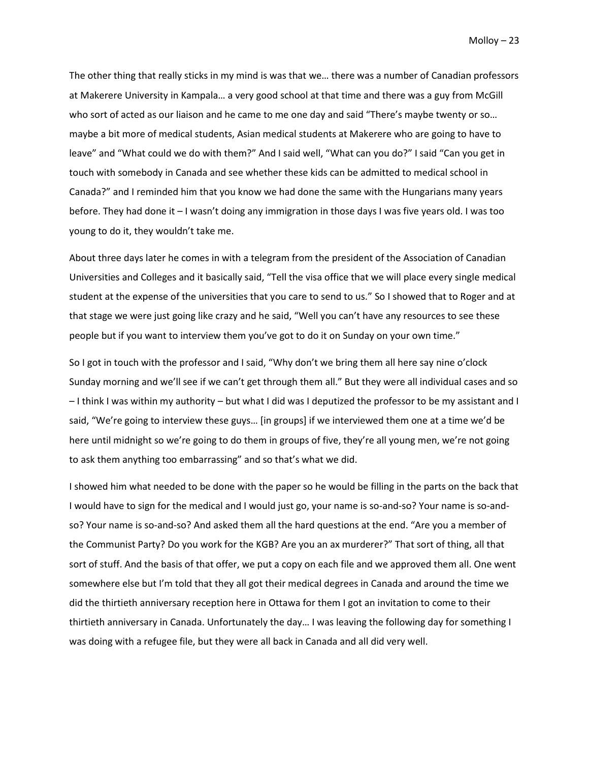The other thing that really sticks in my mind is was that we… there was a number of Canadian professors at Makerere University in Kampala… a very good school at that time and there was a guy from McGill who sort of acted as our liaison and he came to me one day and said "There's maybe twenty or so… maybe a bit more of medical students, Asian medical students at Makerere who are going to have to leave" and "What could we do with them?" And I said well, "What can you do?" I said "Can you get in touch with somebody in Canada and see whether these kids can be admitted to medical school in Canada?" and I reminded him that you know we had done the same with the Hungarians many years before. They had done it – I wasn't doing any immigration in those days I was five years old. I was too young to do it, they wouldn't take me.

About three days later he comes in with a telegram from the president of the Association of Canadian Universities and Colleges and it basically said, "Tell the visa office that we will place every single medical student at the expense of the universities that you care to send to us." So I showed that to Roger and at that stage we were just going like crazy and he said, "Well you can't have any resources to see these people but if you want to interview them you've got to do it on Sunday on your own time."

So I got in touch with the professor and I said, "Why don't we bring them all here say nine o'clock Sunday morning and we'll see if we can't get through them all." But they were all individual cases and so – I think I was within my authority – but what I did was I deputized the professor to be my assistant and I said, "We're going to interview these guys… [in groups] if we interviewed them one at a time we'd be here until midnight so we're going to do them in groups of five, they're all young men, we're not going to ask them anything too embarrassing" and so that's what we did.

I showed him what needed to be done with the paper so he would be filling in the parts on the back that I would have to sign for the medical and I would just go, your name is so-and-so? Your name is so-and-so? Your name is so-and-so? And asked them all the hard questions at the end. "Are you a member of the Communist Party? Do you work for the KGB? Are you an ax murderer?" That sort of thing, all that sort of stuff. And the basis of that offer, we put a copy on each file and we approved them all. One went somewhere else but I'm told that they all got their medical degrees in Canada and around the time we did the thirtieth anniversary reception here in Ottawa for them I got an invitation to come to their thirtieth anniversary in Canada. Unfortunately the day… I was leaving the following day for something I was doing with a refugee file, but they were all back in Canada and all did very well.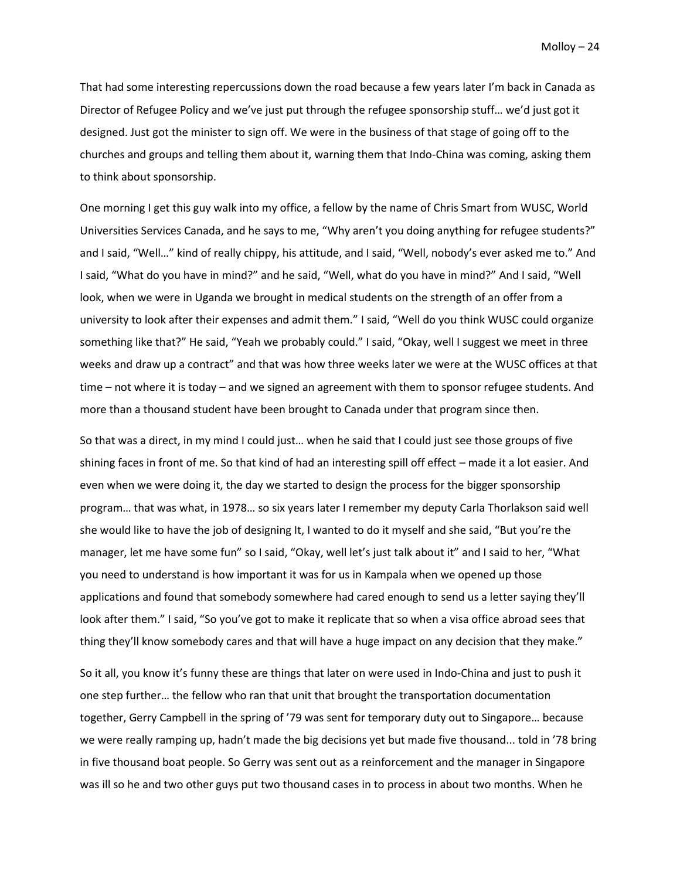That had some interesting repercussions down the road because a few years later I'm back in Canada as Director of Refugee Policy and we've just put through the refugee sponsorship stuff… we'd just got it designed. Just got the minister to sign off. We were in the business of that stage of going off to the churches and groups and telling them about it, warning them that Indo-China was coming, asking them to think about sponsorship.

One morning I get this guy walk into my office, a fellow by the name of Chris Smart from WUSC, World Universities Services Canada, and he says to me, "Why aren't you doing anything for refugee students?" and I said, "Well…" kind of really chippy, his attitude, and I said, "Well, nobody's ever asked me to." And I said, "What do you have in mind?" and he said, "Well, what do you have in mind?" And I said, "Well look, when we were in Uganda we brought in medical students on the strength of an offer from a university to look after their expenses and admit them." I said, "Well do you think WUSC could organize something like that?" He said, "Yeah we probably could." I said, "Okay, well I suggest we meet in three weeks and draw up a contract" and that was how three weeks later we were at the WUSC offices at that time – not where it is today – and we signed an agreement with them to sponsor refugee students. And more than a thousand student have been brought to Canada under that program since then.

So that was a direct, in my mind I could just… when he said that I could just see those groups of five shining faces in front of me. So that kind of had an interesting spill off effect – made it a lot easier. And even when we were doing it, the day we started to design the process for the bigger sponsorship program… that was what, in 1978… so six years later I remember my deputy Carla Thorlakson said well she would like to have the job of designing It, I wanted to do it myself and she said, "But you're the manager, let me have some fun" so I said, "Okay, well let's just talk about it" and I said to her, "What you need to understand is how important it was for us in Kampala when we opened up those applications and found that somebody somewhere had cared enough to send us a letter saying they'll look after them." I said, "So you've got to make it replicate that so when a visa office abroad sees that thing they'll know somebody cares and that will have a huge impact on any decision that they make."

So it all, you know it's funny these are things that later on were used in Indo-China and just to push it one step further… the fellow who ran that unit that brought the transportation documentation together, Gerry Campbell in the spring of '79 was sent for temporary duty out to Singapore… because we were really ramping up, hadn't made the big decisions yet but made five thousand... told in '78 bring in five thousand boat people. So Gerry was sent out as a reinforcement and the manager in Singapore was ill so he and two other guys put two thousand cases in to process in about two months. When he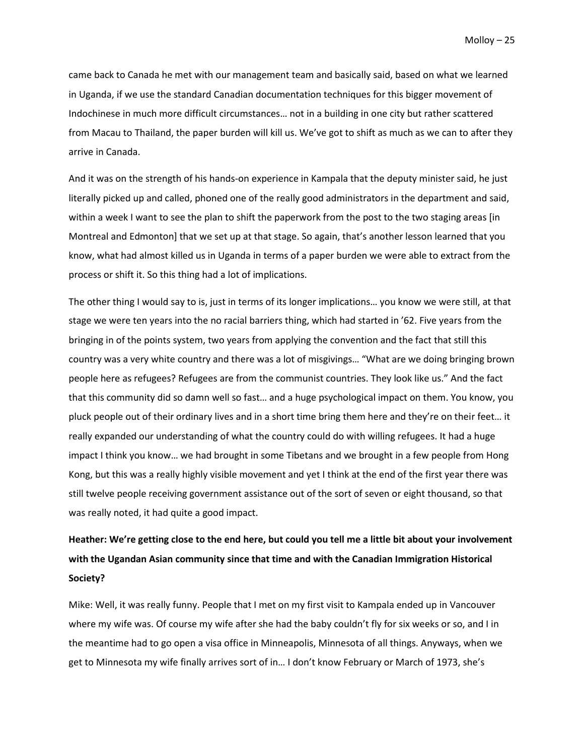came back to Canada he met with our management team and basically said, based on what we learned in Uganda, if we use the standard Canadian documentation techniques for this bigger movement of Indochinese in much more difficult circumstances… not in a building in one city but rather scattered from Macau to Thailand, the paper burden will kill us. We've got to shift as much as we can to after they arrive in Canada.

And it was on the strength of his hands-on experience in Kampala that the deputy minister said, he just literally picked up and called, phoned one of the really good administrators in the department and said, within a week I want to see the plan to shift the paperwork from the post to the two staging areas [in Montreal and Edmonton] that we set up at that stage. So again, that's another lesson learned that you know, what had almost killed us in Uganda in terms of a paper burden we were able to extract from the process or shift it. So this thing had a lot of implications.

The other thing I would say to is, just in terms of its longer implications… you know we were still, at that stage we were ten years into the no racial barriers thing, which had started in '62. Five years from the bringing in of the points system, two years from applying the convention and the fact that still this country was a very white country and there was a lot of misgivings… "What are we doing bringing brown people here as refugees? Refugees are from the communist countries. They look like us." And the fact that this community did so damn well so fast… and a huge psychological impact on them. You know, you pluck people out of their ordinary lives and in a short time bring them here and they're on their feet… it really expanded our understanding of what the country could do with willing refugees. It had a huge impact I think you know… we had brought in some Tibetans and we brought in a few people from Hong Kong, but this was a really highly visible movement and yet I think at the end of the first year there was still twelve people receiving government assistance out of the sort of seven or eight thousand, so that was really noted, it had quite a good impact.

**Heather: We're getting close to the end here, but could you tell me a little bit about your involvement with the Ugandan Asian community since that time and with the Canadian Immigration Historical Society?**

Mike: Well, it was really funny. People that I met on my first visit to Kampala ended up in Vancouver where my wife was. Of course my wife after she had the baby couldn't fly for six weeks or so, and I in the meantime had to go open a visa office in Minneapolis, Minnesota of all things. Anyways, when we get to Minnesota my wife finally arrives sort of in… I don't know February or March of 1973, she's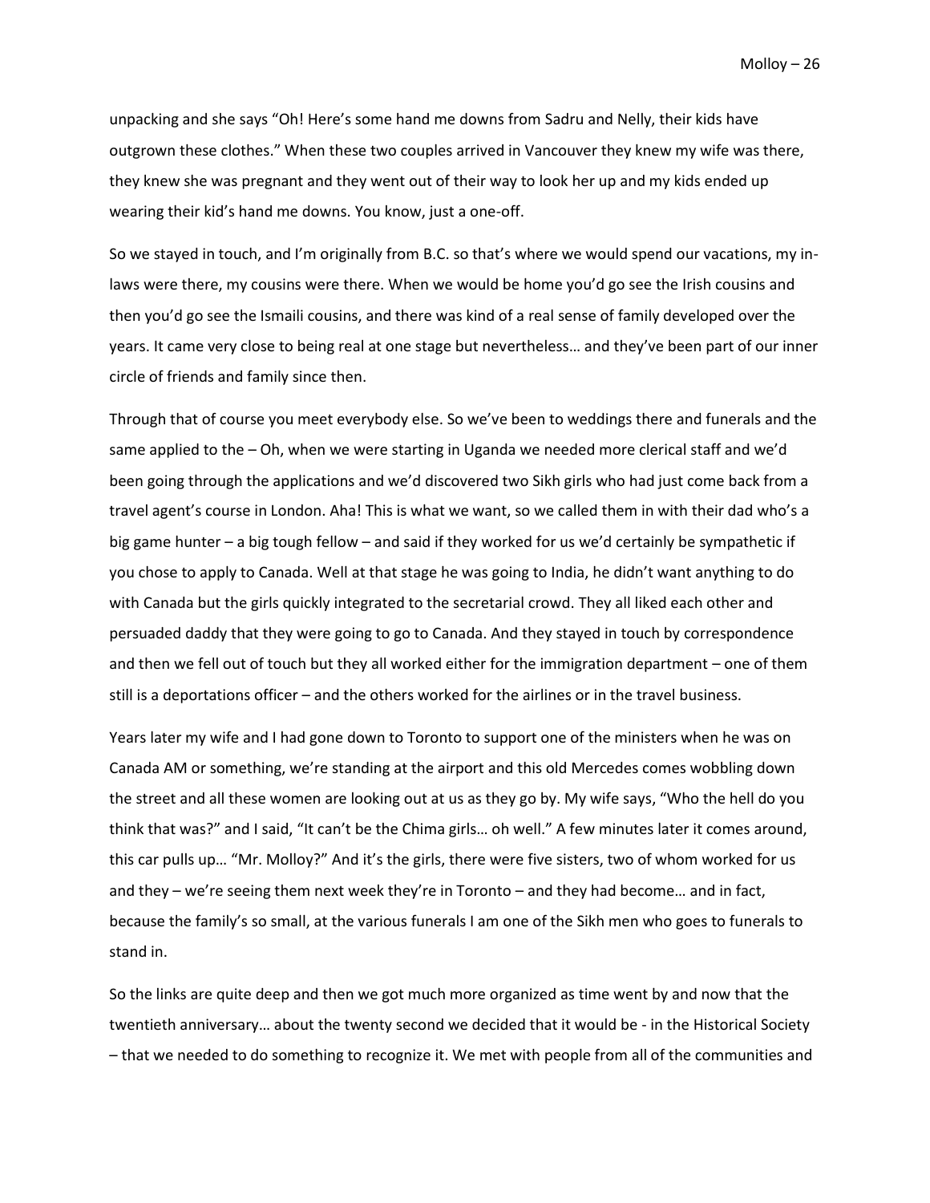unpacking and she says "Oh! Here's some hand me downs from Sadru and Nelly, their kids have outgrown these clothes." When these two couples arrived in Vancouver they knew my wife was there, they knew she was pregnant and they went out of their way to look her up and my kids ended up wearing their kid's hand me downs. You know, just a one-off.

So we stayed in touch, and I'm originally from B.C. so that's where we would spend our vacations, my in-laws were there, my cousins were there. When we would be home you'd go see the Irish cousins and then you'd go see the Ismaili cousins, and there was kind of a real sense of family developed over the years. It came very close to being real at one stage but nevertheless… and they've been part of our inner circle of friends and family since then.

Through that of course you meet everybody else. So we've been to weddings there and funerals and the same applied to the – Oh, when we were starting in Uganda we needed more clerical staff and we'd been going through the applications and we'd discovered two Sikh girls who had just come back from a travel agent's course in London. Aha! This is what we want, so we called them in with their dad who's a big game hunter – a big tough fellow – and said if they worked for us we'd certainly be sympathetic if you chose to apply to Canada. Well at that stage he was going to India, he didn't want anything to do with Canada but the girls quickly integrated to the secretarial crowd. They all liked each other and persuaded daddy that they were going to go to Canada. And they stayed in touch by correspondence and then we fell out of touch but they all worked either for the immigration department – one of them still is a deportations officer – and the others worked for the airlines or in the travel business.

Years later my wife and I had gone down to Toronto to support one of the ministers when he was on Canada AM or something, we're standing at the airport and this old Mercedes comes wobbling down the street and all these women are looking out at us as they go by. My wife says, "Who the hell do you think that was?" and I said, "It can't be the Chima girls… oh well." A few minutes later it comes around, this car pulls up… "Mr. Molloy?" And it's the girls, there were five sisters, two of whom worked for us and they – we're seeing them next week they're in Toronto – and they had become… and in fact, because the family's so small, at the various funerals I am one of the Sikh men who goes to funerals to stand in.

So the links are quite deep and then we got much more organized as time went by and now that the twentieth anniversary… about the twenty second we decided that it would be - in the Historical Society – that we needed to do something to recognize it. We met with people from all of the communities and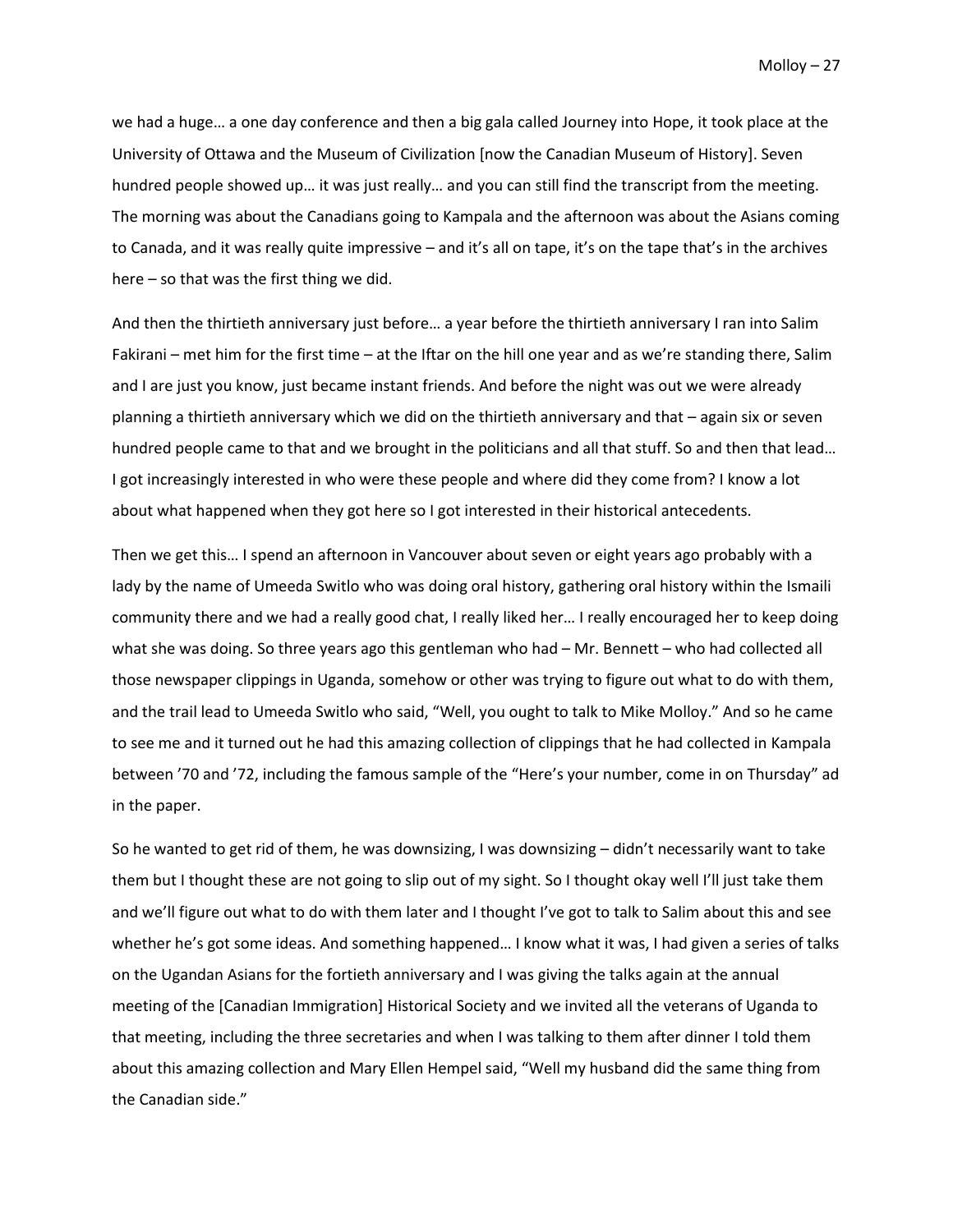we had a huge… a one day conference and then a big gala called Journey into Hope, it took place at the University of Ottawa and the Museum of Civilization [now the Canadian Museum of History]. Seven hundred people showed up… it was just really… and you can still find the transcript from the meeting. The morning was about the Canadians going to Kampala and the afternoon was about the Asians coming to Canada, and it was really quite impressive – and it's all on tape, it's on the tape that's in the archives here – so that was the first thing we did.

And then the thirtieth anniversary just before… a year before the thirtieth anniversary I ran into Salim Fakirani – met him for the first time – at the Iftar on the hill one year and as we're standing there, Salim and I are just you know, just became instant friends. And before the night was out we were already planning a thirtieth anniversary which we did on the thirtieth anniversary and that – again six or seven hundred people came to that and we brought in the politicians and all that stuff. So and then that lead… I got increasingly interested in who were these people and where did they come from? I know a lot about what happened when they got here so I got interested in their historical antecedents.

Then we get this… I spend an afternoon in Vancouver about seven or eight years ago probably with a lady by the name of Umeeda Switlo who was doing oral history, gathering oral history within the Ismaili community there and we had a really good chat, I really liked her… I really encouraged her to keep doing what she was doing. So three years ago this gentleman who had – Mr. Bennett – who had collected all those newspaper clippings in Uganda, somehow or other was trying to figure out what to do with them, and the trail lead to Umeeda Switlo who said, "Well, you ought to talk to Mike Molloy." And so he came to see me and it turned out he had this amazing collection of clippings that he had collected in Kampala between '70 and '72, including the famous sample of the "Here's your number, come in on Thursday" ad in the paper.

So he wanted to get rid of them, he was downsizing, I was downsizing – didn't necessarily want to take them but I thought these are not going to slip out of my sight. So I thought okay well I'll just take them and we'll figure out what to do with them later and I thought I've got to talk to Salim about this and see whether he's got some ideas. And something happened… I know what it was, I had given a series of talks on the Ugandan Asians for the fortieth anniversary and I was giving the talks again at the annual meeting of the [Canadian Immigration] Historical Society and we invited all the veterans of Uganda to that meeting, including the three secretaries and when I was talking to them after dinner I told them about this amazing collection and Mary Ellen Hempel said, "Well my husband did the same thing from the Canadian side."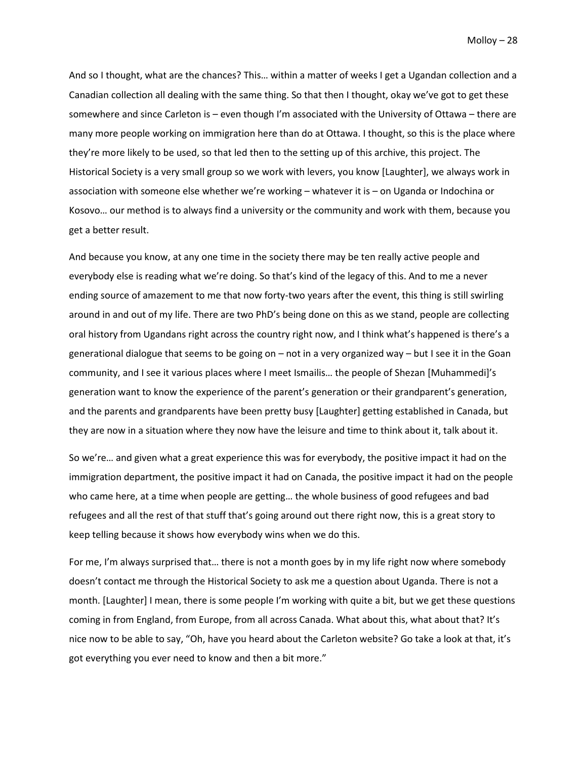And so I thought, what are the chances? This… within a matter of weeks I get a Ugandan collection and a Canadian collection all dealing with the same thing. So that then I thought, okay we've got to get these somewhere and since Carleton is – even though I'm associated with the University of Ottawa – there are many more people working on immigration here than do at Ottawa. I thought, so this is the place where they're more likely to be used, so that led then to the setting up of this archive, this project. The Historical Society is a very small group so we work with levers, you know [Laughter], we always work in association with someone else whether we're working – whatever it is – on Uganda or Indochina or Kosovo… our method is to always find a university or the community and work with them, because you get a better result.

And because you know, at any one time in the society there may be ten really active people and everybody else is reading what we're doing. So that's kind of the legacy of this. And to me a never ending source of amazement to me that now forty-two years after the event, this thing is still swirling around in and out of my life. There are two PhD's being done on this as we stand, people are collecting oral history from Ugandans right across the country right now, and I think what's happened is there's a generational dialogue that seems to be going on – not in a very organized way – but I see it in the Goan community, and I see it various places where I meet Ismailis… the people of Shezan [Muhammedi]'s generation want to know the experience of the parent's generation or their grandparent's generation, and the parents and grandparents have been pretty busy [Laughter] getting established in Canada, but they are now in a situation where they now have the leisure and time to think about it, talk about it.

So we're… and given what a great experience this was for everybody, the positive impact it had on the immigration department, the positive impact it had on Canada, the positive impact it had on the people who came here, at a time when people are getting… the whole business of good refugees and bad refugees and all the rest of that stuff that's going around out there right now, this is a great story to keep telling because it shows how everybody wins when we do this.

For me, I'm always surprised that… there is not a month goes by in my life right now where somebody doesn't contact me through the Historical Society to ask me a question about Uganda. There is not a month. [Laughter] I mean, there is some people I'm working with quite a bit, but we get these questions coming in from England, from Europe, from all across Canada. What about this, what about that? It's nice now to be able to say, "Oh, have you heard about the Carleton website? Go take a look at that, it's got everything you ever need to know and then a bit more."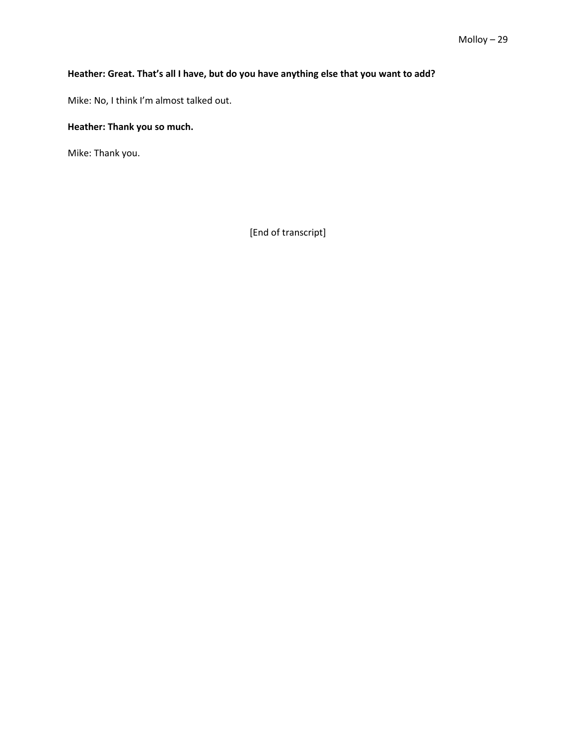**Heather: Great. That's all I have, but do you have anything else that you want to add?**

Mike: No, I think I'm almost talked out.

**Heather: Thank you so much.**

Mike: Thank you.

[End of transcript]